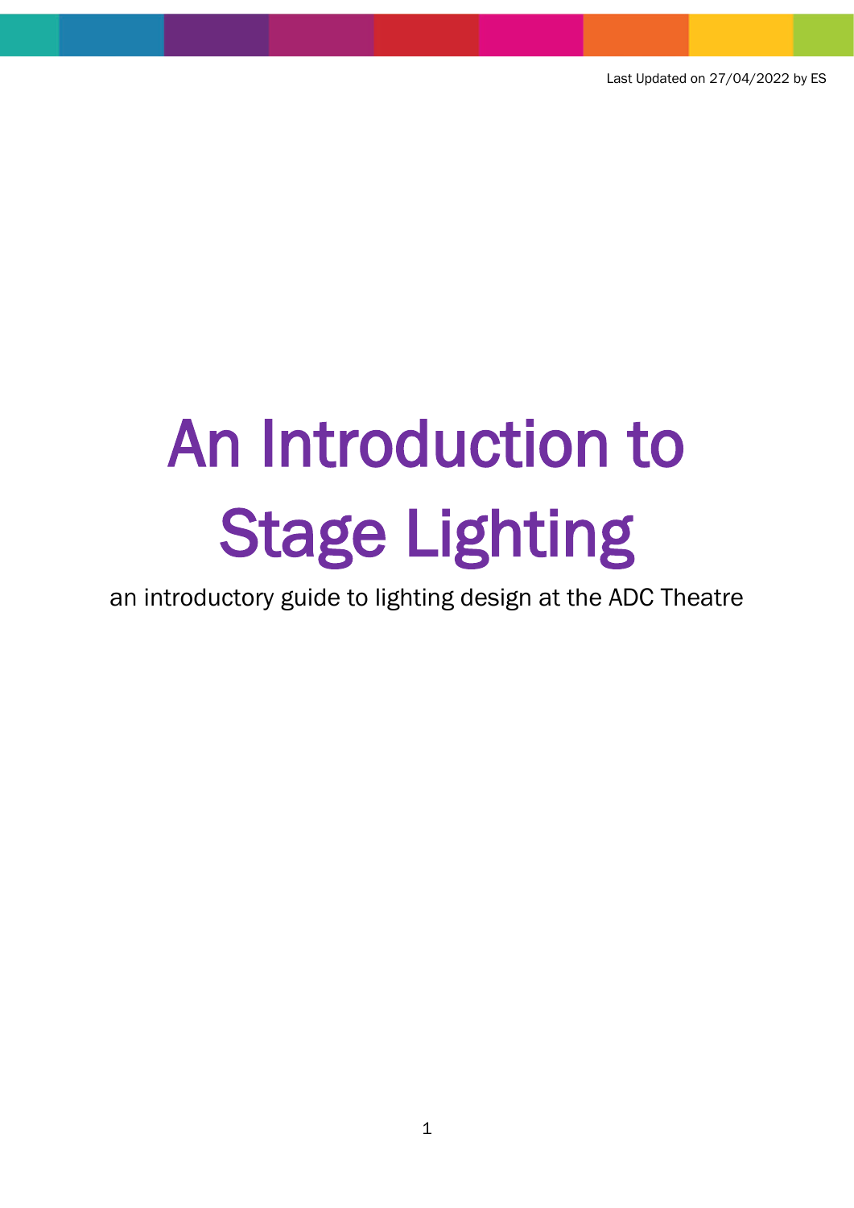Last Updated on 27/04/2022 by ES

# An Introduction to Stage Lighting

an introductory guide to lighting design at the ADC Theatre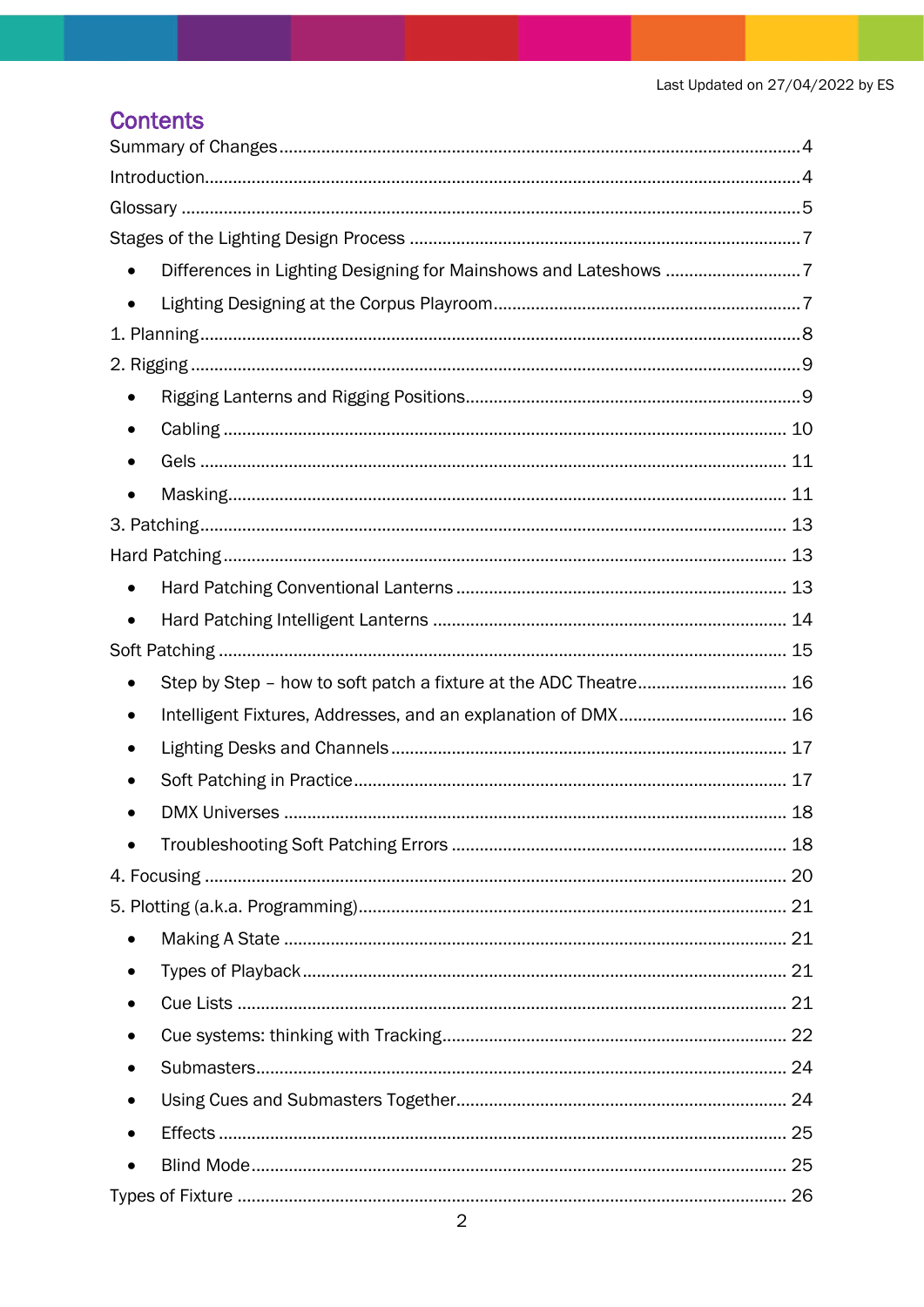Last Updated on 27/04/2022 by ES

## Contents

Summary of Changes ........................................................................................................4

Introduction........................................................................................................................4

Glossary ...............................................................................................................................5

Stages of the Lighting Design Process ..............................................................................7

- Differences in Lighting Designing for Mainshows and Lateshows ..............................7
- Lighting Designing at the Corpus Playroom.................................................................7

1. Planning..........................................................................................................................8

2. Rigging ............................................................................................................................9

- Rigging Lanterns and Rigging Positions.......................................................................9
- Cabling ........................................................................................................................ 10
- Gels ............................................................................................................................ 11
- Masking....................................................................................................................... 11

3. Patching......................................................................................................................... 13

Hard Patching.................................................................................................................... 13

- Hard Patching Conventional Lanterns ....................................................................... 13
- Hard Patching Intelligent Lanterns ............................................................................ 14

Soft Patching ..................................................................................................................... 15

- Step by Step – how to soft patch a fixture at the ADC Theatre................................. 16
- Intelligent Fixtures, Addresses, and an explanation of DMX.................................... 16
- Lighting Desks and Channels..................................................................................... 17
- Soft Patching in Practice............................................................................................ 17
- DMX Universes ........................................................................................................... 18
- Troubleshooting Soft Patching Errors ....................................................................... 18

4. Focusing ....................................................................................................................... 20

5. Plotting (a.k.a. Programming)........................................................................................ 21

- Making A State ........................................................................................................... 21
- Types of Playback....................................................................................................... 21
- Cue Lists .................................................................................................................... 21
- Cue systems: thinking with Tracking.......................................................................... 22
- Submasters................................................................................................................. 24
- Using Cues and Submasters Together....................................................................... 24
- Effects ........................................................................................................................ 25
- Blind Mode.................................................................................................................. 25

Types of Fixture ................................................................................................................. 26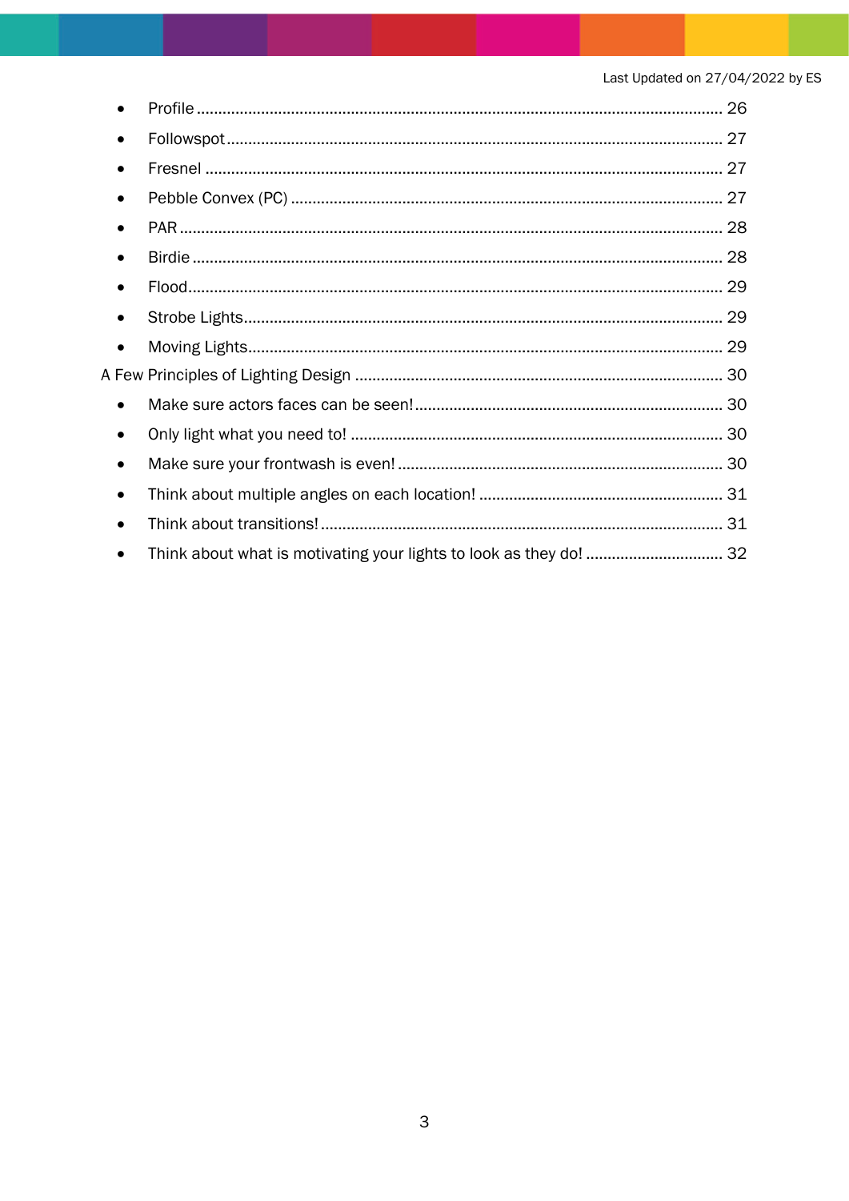- Profile ........................................................................................................................ 26
- Followspot ................................................................................................................. 27
- Fresnel ...................................................................................................................... 27
- Pebble Convex (PC) .................................................................................................. 27
- PAR ........................................................................................................................... 28
- Birdie ......................................................................................................................... 28
- Flood ......................................................................................................................... 29
- Strobe Lights ............................................................................................................. 29
- Moving Lights ............................................................................................................ 29

A Few Principles of Lighting Design ..................................................................................... 30

- Make sure actors faces can be seen! ....................................................................... 30
- Only light what you need to! ...................................................................................... 30
- Make sure your frontwash is even! ........................................................................... 30
- Think about multiple angles on each location! ......................................................... 31
- Think about transitions! ............................................................................................. 31
- Think about what is motivating your lights to look as they do! ................................ 32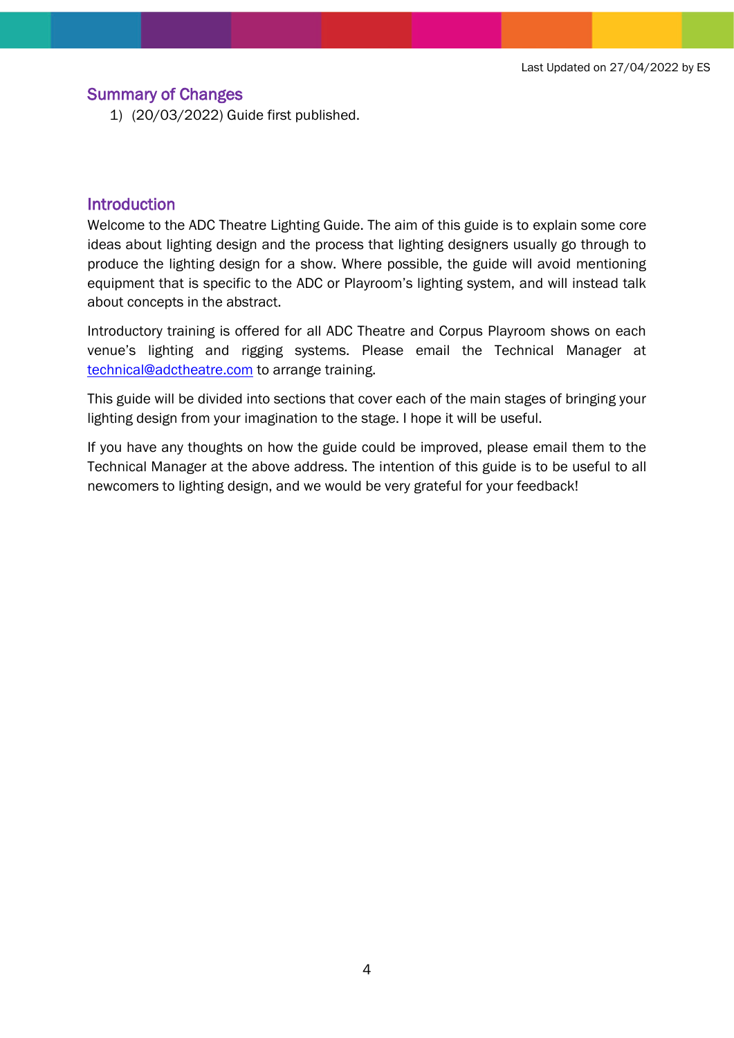Last Updated on 27/04/2022 by ES

## Summary of Changes

1) (20/03/2022) Guide first published.

## Introduction

Welcome to the ADC Theatre Lighting Guide. The aim of this guide is to explain some core ideas about lighting design and the process that lighting designers usually go through to produce the lighting design for a show. Where possible, the guide will avoid mentioning equipment that is specific to the ADC or Playroom's lighting system, and will instead talk about concepts in the abstract.

Introductory training is offered for all ADC Theatre and Corpus Playroom shows on each venue's lighting and rigging systems. Please email the Technical Manager at [technical@adctheatre.com](mailto:technical@adctheatre.com) to arrange training.

This guide will be divided into sections that cover each of the main stages of bringing your lighting design from your imagination to the stage. I hope it will be useful.

If you have any thoughts on how the guide could be improved, please email them to the Technical Manager at the above address. The intention of this guide is to be useful to all newcomers to lighting design, and we would be very grateful for your feedback!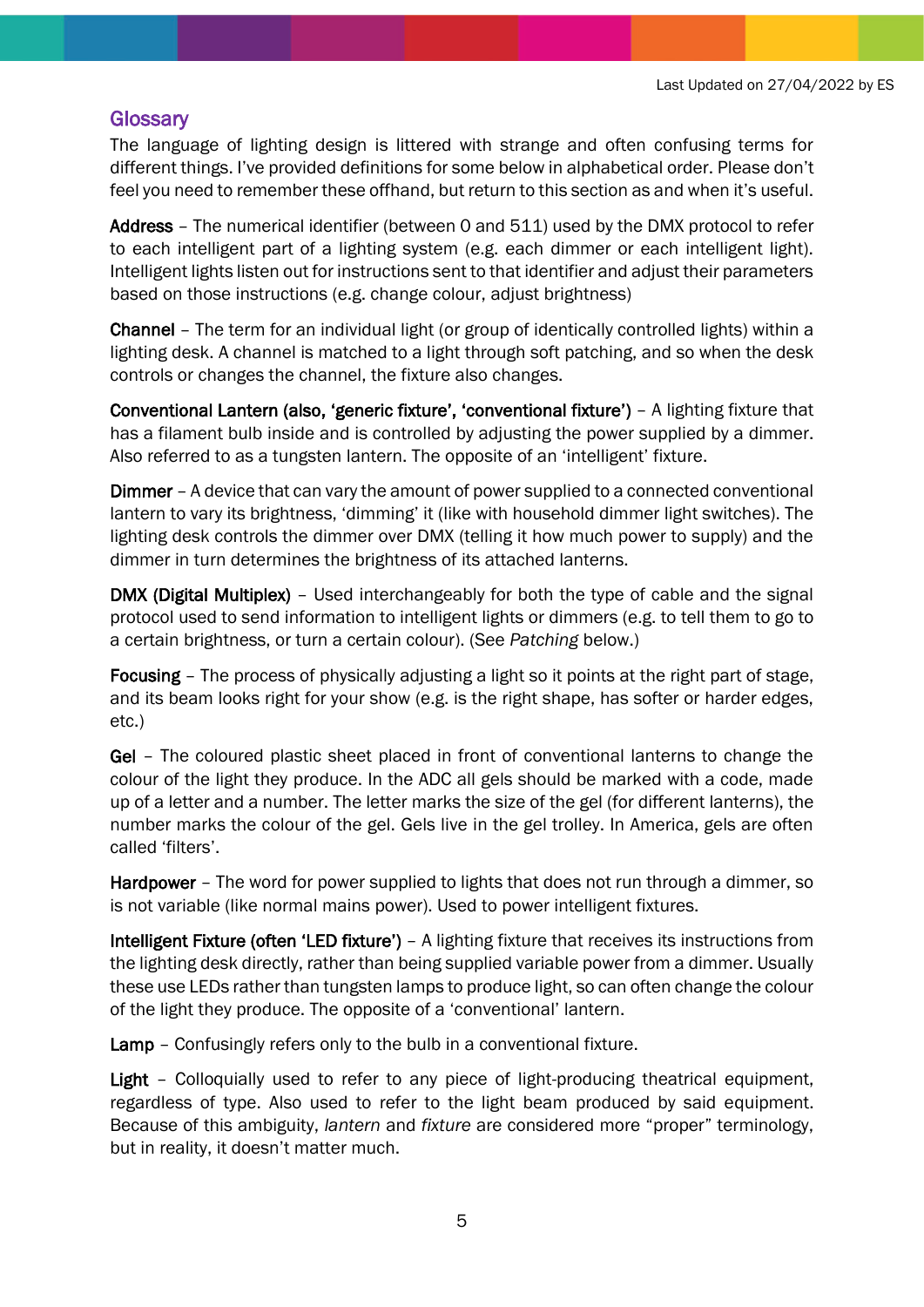Last Updated on 27/04/2022 by ES

## Glossary

The language of lighting design is littered with strange and often confusing terms for different things. I've provided definitions for some below in alphabetical order. Please don't feel you need to remember these offhand, but return to this section as and when it's useful.

**Address** – The numerical identifier (between 0 and 511) used by the DMX protocol to refer to each intelligent part of a lighting system (e.g. each dimmer or each intelligent light). Intelligent lights listen out for instructions sent to that identifier and adjust their parameters based on those instructions (e.g. change colour, adjust brightness)

**Channel** – The term for an individual light (or group of identically controlled lights) within a lighting desk. A channel is matched to a light through soft patching, and so when the desk controls or changes the channel, the fixture also changes.

**Conventional Lantern (also, 'generic fixture', 'conventional fixture')** – A lighting fixture that has a filament bulb inside and is controlled by adjusting the power supplied by a dimmer. Also referred to as a tungsten lantern. The opposite of an 'intelligent' fixture.

**Dimmer** – A device that can vary the amount of power supplied to a connected conventional lantern to vary its brightness, 'dimming' it (like with household dimmer light switches). The lighting desk controls the dimmer over DMX (telling it how much power to supply) and the dimmer in turn determines the brightness of its attached lanterns.

**DMX (Digital Multiplex)** – Used interchangeably for both the type of cable and the signal protocol used to send information to intelligent lights or dimmers (e.g. to tell them to go to a certain brightness, or turn a certain colour). (See *Patching* below.)

**Focusing** – The process of physically adjusting a light so it points at the right part of stage, and its beam looks right for your show (e.g. is the right shape, has softer or harder edges, etc.)

**Gel** – The coloured plastic sheet placed in front of conventional lanterns to change the colour of the light they produce. In the ADC all gels should be marked with a code, made up of a letter and a number. The letter marks the size of the gel (for different lanterns), the number marks the colour of the gel. Gels live in the gel trolley. In America, gels are often called 'filters'.

**Hardpower** – The word for power supplied to lights that does not run through a dimmer, so is not variable (like normal mains power). Used to power intelligent fixtures.

**Intelligent Fixture (often 'LED fixture')** – A lighting fixture that receives its instructions from the lighting desk directly, rather than being supplied variable power from a dimmer. Usually these use LEDs rather than tungsten lamps to produce light, so can often change the colour of the light they produce. The opposite of a 'conventional' lantern.

**Lamp** – Confusingly refers only to the bulb in a conventional fixture.

**Light** – Colloquially used to refer to any piece of light-producing theatrical equipment, regardless of type. Also used to refer to the light beam produced by said equipment. Because of this ambiguity, *lantern* and *fixture* are considered more "proper" terminology, but in reality, it doesn't matter much.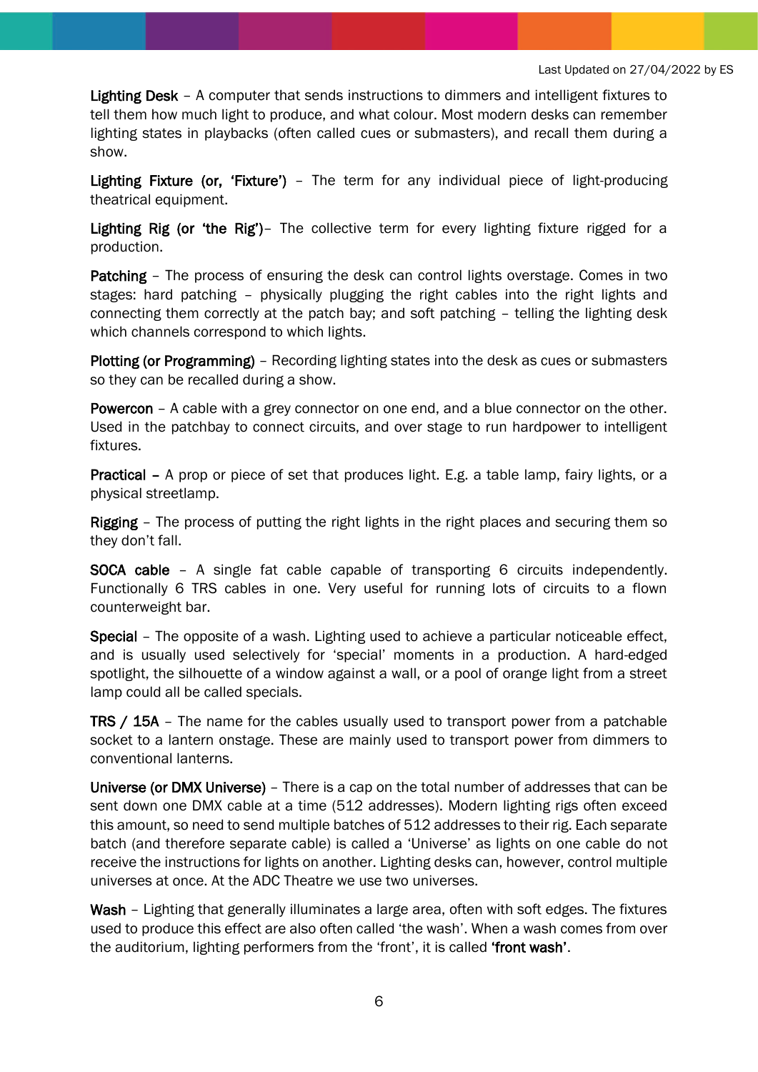Last Updated on 27/04/2022 by ES

**Lighting Desk** – A computer that sends instructions to dimmers and intelligent fixtures to tell them how much light to produce, and what colour. Most modern desks can remember lighting states in playbacks (often called cues or submasters), and recall them during a show.

**Lighting Fixture (or, 'Fixture')** – The term for any individual piece of light-producing theatrical equipment.

**Lighting Rig (or 'the Rig')**– The collective term for every lighting fixture rigged for a production.

**Patching** – The process of ensuring the desk can control lights overstage. Comes in two stages: hard patching – physically plugging the right cables into the right lights and connecting them correctly at the patch bay; and soft patching – telling the lighting desk which channels correspond to which lights.

**Plotting (or Programming)** – Recording lighting states into the desk as cues or submasters so they can be recalled during a show.

**Powercon** – A cable with a grey connector on one end, and a blue connector on the other. Used in the patchbay to connect circuits, and over stage to run hardpower to intelligent fixtures.

**Practical –** A prop or piece of set that produces light. E.g. a table lamp, fairy lights, or a physical streetlamp.

**Rigging** – The process of putting the right lights in the right places and securing them so they don't fall.

**SOCA cable** – A single fat cable capable of transporting 6 circuits independently. Functionally 6 TRS cables in one. Very useful for running lots of circuits to a flown counterweight bar.

**Special** – The opposite of a wash. Lighting used to achieve a particular noticeable effect, and is usually used selectively for 'special' moments in a production. A hard-edged spotlight, the silhouette of a window against a wall, or a pool of orange light from a street lamp could all be called specials.

**TRS / 15A** – The name for the cables usually used to transport power from a patchable socket to a lantern onstage. These are mainly used to transport power from dimmers to conventional lanterns.

**Universe (or DMX Universe)** – There is a cap on the total number of addresses that can be sent down one DMX cable at a time (512 addresses). Modern lighting rigs often exceed this amount, so need to send multiple batches of 512 addresses to their rig. Each separate batch (and therefore separate cable) is called a 'Universe' as lights on one cable do not receive the instructions for lights on another. Lighting desks can, however, control multiple universes at once. At the ADC Theatre we use two universes.

**Wash** – Lighting that generally illuminates a large area, often with soft edges. The fixtures used to produce this effect are also often called 'the wash'. When a wash comes from over the auditorium, lighting performers from the 'front', it is called **'front wash'**.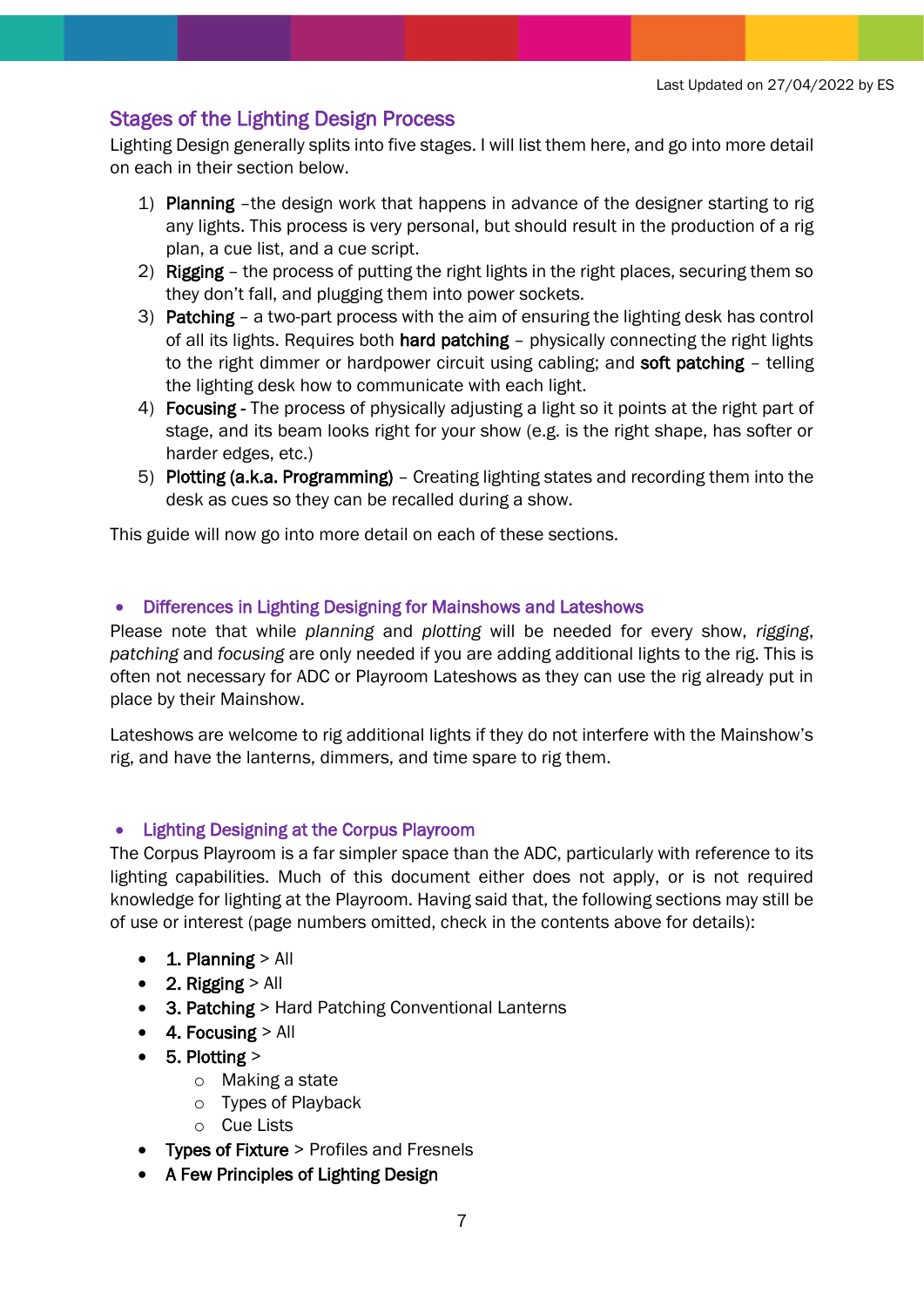Last Updated on 27/04/2022 by ES

## Stages of the Lighting Design Process

Lighting Design generally splits into five stages. I will list them here, and go into more detail on each in their section below.

1) **Planning** –the design work that happens in advance of the designer starting to rig any lights. This process is very personal, but should result in the production of a rig plan, a cue list, and a cue script.
2) **Rigging** – the process of putting the right lights in the right places, securing them so they don't fall, and plugging them into power sockets.
3) **Patching** – a two-part process with the aim of ensuring the lighting desk has control of all its lights. Requires both **hard patching** – physically connecting the right lights to the right dimmer or hardpower circuit using cabling; and **soft patching** – telling the lighting desk how to communicate with each light.
4) **Focusing** - The process of physically adjusting a light so it points at the right part of stage, and its beam looks right for your show (e.g. is the right shape, has softer or harder edges, etc.)
5) **Plotting (a.k.a. Programming)** – Creating lighting states and recording them into the desk as cues so they can be recalled during a show.

This guide will now go into more detail on each of these sections.

### • Differences in Lighting Designing for Mainshows and Lateshows

Please note that while *planning* and *plotting* will be needed for every show, *rigging*, *patching* and *focusing* are only needed if you are adding additional lights to the rig. This is often not necessary for ADC or Playroom Lateshows as they can use the rig already put in place by their Mainshow.

Lateshows are welcome to rig additional lights if they do not interfere with the Mainshow's rig, and have the lanterns, dimmers, and time spare to rig them.

### • Lighting Designing at the Corpus Playroom

The Corpus Playroom is a far simpler space than the ADC, particularly with reference to its lighting capabilities. Much of this document either does not apply, or is not required knowledge for lighting at the Playroom. Having said that, the following sections may still be of use or interest (page numbers omitted, check in the contents above for details):

- **1. Planning** > All
- **2. Rigging** > All
- **3. Patching** > Hard Patching Conventional Lanterns
- **4. Focusing** > All
- **5. Plotting** >
  - Making a state
  - Types of Playback
  - Cue Lists
- **Types of Fixture** > Profiles and Fresnels
- **A Few Principles of Lighting Design**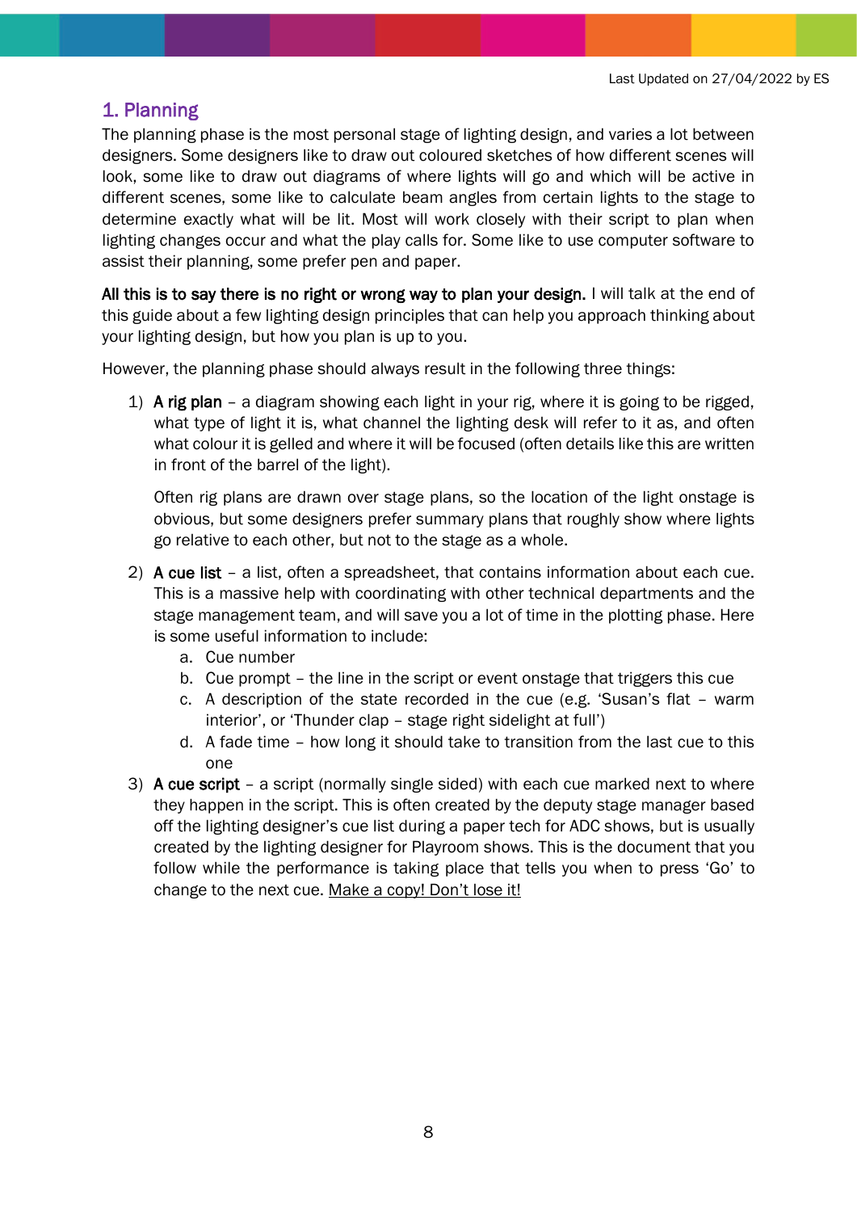## 1. Planning

The planning phase is the most personal stage of lighting design, and varies a lot between designers. Some designers like to draw out coloured sketches of how different scenes will look, some like to draw out diagrams of where lights will go and which will be active in different scenes, some like to calculate beam angles from certain lights to the stage to determine exactly what will be lit. Most will work closely with their script to plan when lighting changes occur and what the play calls for. Some like to use computer software to assist their planning, some prefer pen and paper.

**All this is to say there is no right or wrong way to plan your design.** I will talk at the end of this guide about a few lighting design principles that can help you approach thinking about your lighting design, but how you plan is up to you.

However, the planning phase should always result in the following three things:

1) **A rig plan** – a diagram showing each light in your rig, where it is going to be rigged, what type of light it is, what channel the lighting desk will refer to it as, and often what colour it is gelled and where it will be focused (often details like this are written in front of the barrel of the light).

   Often rig plans are drawn over stage plans, so the location of the light onstage is obvious, but some designers prefer summary plans that roughly show where lights go relative to each other, but not to the stage as a whole.

2) **A cue list** – a list, often a spreadsheet, that contains information about each cue. This is a massive help with coordinating with other technical departments and the stage management team, and will save you a lot of time in the plotting phase. Here is some useful information to include:
   a. Cue number
   b. Cue prompt – the line in the script or event onstage that triggers this cue
   c. A description of the state recorded in the cue (e.g. 'Susan's flat – warm interior', or 'Thunder clap – stage right sidelight at full')
   d. A fade time – how long it should take to transition from the last cue to this one

3) **A cue script** – a script (normally single sided) with each cue marked next to where they happen in the script. This is often created by the deputy stage manager based off the lighting designer's cue list during a paper tech for ADC shows, but is usually created by the lighting designer for Playroom shows. This is the document that you follow while the performance is taking place that tells you when to press 'Go' to change to the next cue. <u>Make a copy! Don't lose it!</u>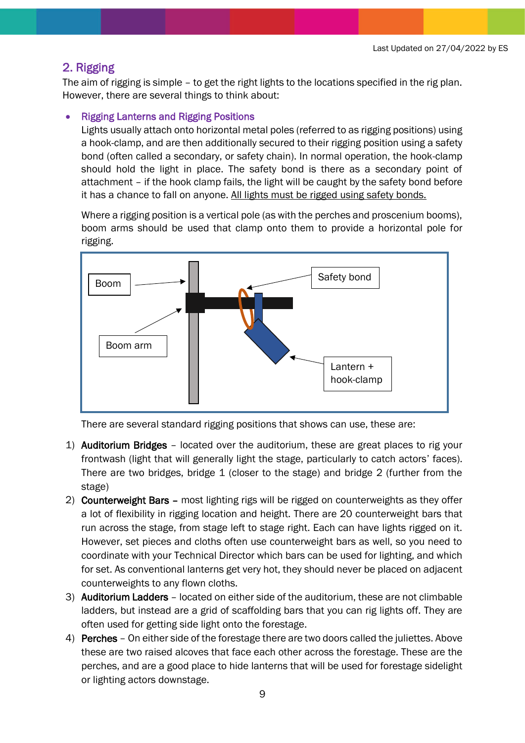## 2. Rigging

The aim of rigging is simple – to get the right lights to the locations specified in the rig plan. However, there are several things to think about:

- **Rigging Lanterns and Rigging Positions**

  Lights usually attach onto horizontal metal poles (referred to as rigging positions) using a hook-clamp, and are then additionally secured to their rigging position using a safety bond (often called a secondary, or safety chain). In normal operation, the hook-clamp should hold the light in place. The safety bond is there as a secondary point of attachment – if the hook clamp fails, the light will be caught by the safety bond before it has a chance to fall on anyone. All lights must be rigged using safety bonds.

  Where a rigging position is a vertical pole (as with the perches and proscenium booms), boom arms should be used that clamp onto them to provide a horizontal pole for rigging.

  There are several standard rigging positions that shows can use, these are:

1) **Auditorium Bridges** – located over the auditorium, these are great places to rig your frontwash (light that will generally light the stage, particularly to catch actors' faces). There are two bridges, bridge 1 (closer to the stage) and bridge 2 (further from the stage)
2) **Counterweight Bars** – most lighting rigs will be rigged on counterweights as they offer a lot of flexibility in rigging location and height. There are 20 counterweight bars that run across the stage, from stage left to stage right. Each can have lights rigged on it. However, set pieces and cloths often use counterweight bars as well, so you need to coordinate with your Technical Director which bars can be used for lighting, and which for set. As conventional lanterns get very hot, they should never be placed on adjacent counterweights to any flown cloths.
3) **Auditorium Ladders** – located on either side of the auditorium, these are not climbable ladders, but instead are a grid of scaffolding bars that you can rig lights off. They are often used for getting side light onto the forestage.
4) **Perches** – On either side of the forestage there are two doors called the juliettes. Above these are two raised alcoves that face each other across the forestage. These are the perches, and are a good place to hide lanterns that will be used for forestage sidelight or lighting actors downstage.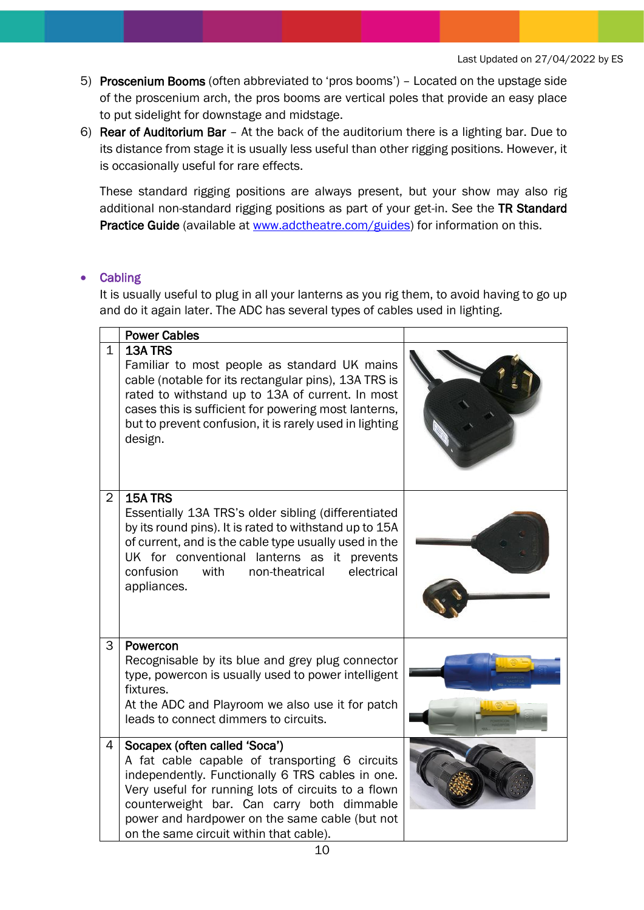Last Updated on 27/04/2022 by ES

5) **Proscenium Booms** (often abbreviated to 'pros booms') – Located on the upstage side of the proscenium arch, the pros booms are vertical poles that provide an easy place to put sidelight for downstage and midstage.
6) **Rear of Auditorium Bar** – At the back of the auditorium there is a lighting bar. Due to its distance from stage it is usually less useful than other rigging positions. However, it is occasionally useful for rare effects.

These standard rigging positions are always present, but your show may also rig additional non-standard rigging positions as part of your get-in. See the **TR Standard Practice Guide** (available at [www.adctheatre.com/guides](http://www.adctheatre.com/guides)) for information on this.

- **Cabling**

It is usually useful to plug in all your lanterns as you rig them, to avoid having to go up and do it again later. The ADC has several types of cables used in lighting.

| | Power Cables | |
|---|---|---|
| 1 | **13A TRS**<br>Familiar to most people as standard UK mains cable (notable for its rectangular pins), 13A TRS is rated to withstand up to 13A of current. In most cases this is sufficient for powering most lanterns, but to prevent confusion, it is rarely used in lighting design. | |
| 2 | **15A TRS**<br>Essentially 13A TRS's older sibling (differentiated by its round pins). It is rated to withstand up to 15A of current, and is the cable type usually used in the UK for conventional lanterns as it prevents confusion with non-theatrical electrical appliances. | |
| 3 | **Powercon**<br>Recognisable by its blue and grey plug connector type, powercon is usually used to power intelligent fixtures.<br>At the ADC and Playroom we also use it for patch leads to connect dimmers to circuits. | |
| 4 | **Socapex (often called 'Soca')**<br>A fat cable capable of transporting 6 circuits independently. Functionally 6 TRS cables in one. Very useful for running lots of circuits to a flown counterweight bar. Can carry both dimmable power and hardpower on the same cable (but not on the same circuit within that cable). | |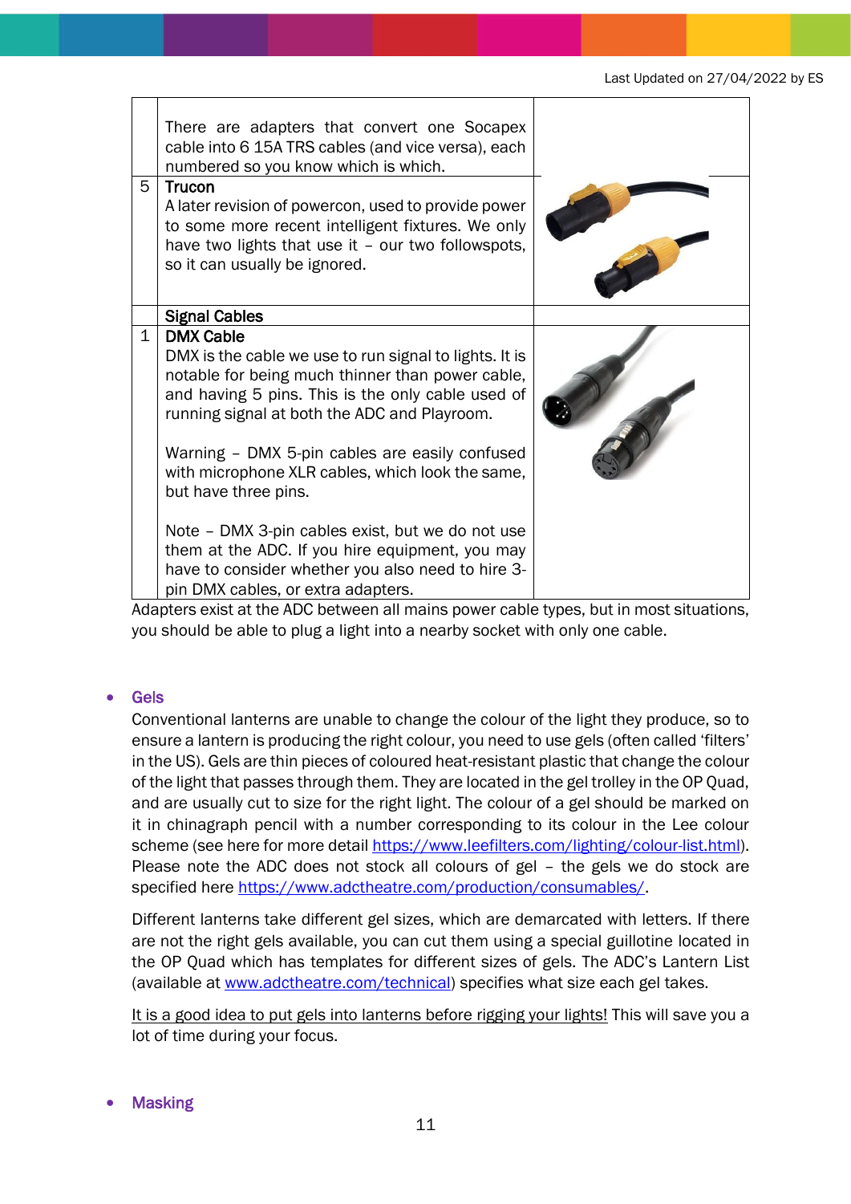| | | |
|---|---|---|
| | There are adapters that convert one Socapex cable into 6 15A TRS cables (and vice versa), each numbered so you know which is which. | |
| 5 | **Trucon**<br>A later revision of powercon, used to provide power to some more recent intelligent fixtures. We only have two lights that use it – our two followspots, so it can usually be ignored. | |
| | **Signal Cables** | |
| 1 | **DMX Cable**<br>DMX is the cable we use to run signal to lights. It is notable for being much thinner than power cable, and having 5 pins. This is the only cable used of running signal at both the ADC and Playroom.<br><br>Warning – DMX 5-pin cables are easily confused with microphone XLR cables, which look the same, but have three pins.<br><br>Note – DMX 3-pin cables exist, but we do not use them at the ADC. If you hire equipment, you may have to consider whether you also need to hire 3-pin DMX cables, or extra adapters. | |

Adapters exist at the ADC between all mains power cable types, but in most situations, you should be able to plug a light into a nearby socket with only one cable.

- **Gels**

  Conventional lanterns are unable to change the colour of the light they produce, so to ensure a lantern is producing the right colour, you need to use gels (often called 'filters' in the US). Gels are thin pieces of coloured heat-resistant plastic that change the colour of the light that passes through them. They are located in the gel trolley in the OP Quad, and are usually cut to size for the right light. The colour of a gel should be marked on it in chinagraph pencil with a number corresponding to its colour in the Lee colour scheme (see here for more detail https://www.leefilters.com/lighting/colour-list.html). Please note the ADC does not stock all colours of gel – the gels we do stock are specified here https://www.adctheatre.com/production/consumables/.

  Different lanterns take different gel sizes, which are demarcated with letters. If there are not the right gels available, you can cut them using a special guillotine located in the OP Quad which has templates for different sizes of gels. The ADC's Lantern List (available at www.adctheatre.com/technical) specifies what size each gel takes.

  It is a good idea to put gels into lanterns before rigging your lights! This will save you a lot of time during your focus.

- **Masking**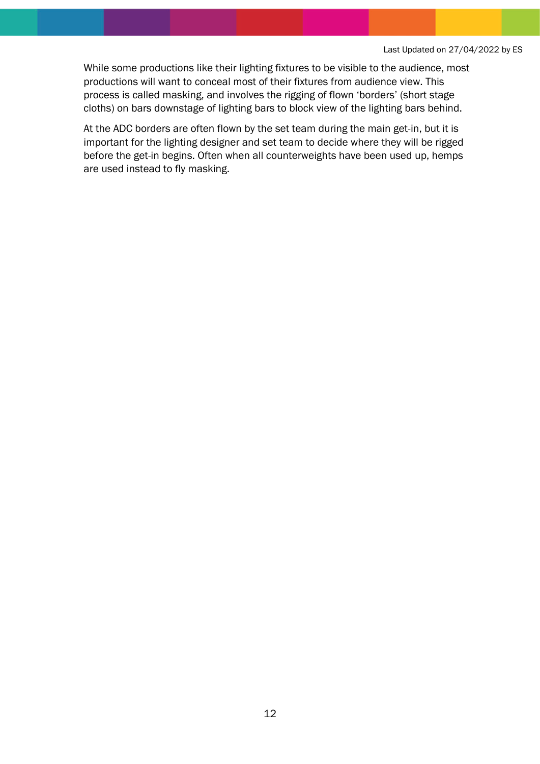While some productions like their lighting fixtures to be visible to the audience, most productions will want to conceal most of their fixtures from audience view. This process is called masking, and involves the rigging of flown 'borders' (short stage cloths) on bars downstage of lighting bars to block view of the lighting bars behind.

At the ADC borders are often flown by the set team during the main get-in, but it is important for the lighting designer and set team to decide where they will be rigged before the get-in begins. Often when all counterweights have been used up, hemps are used instead to fly masking.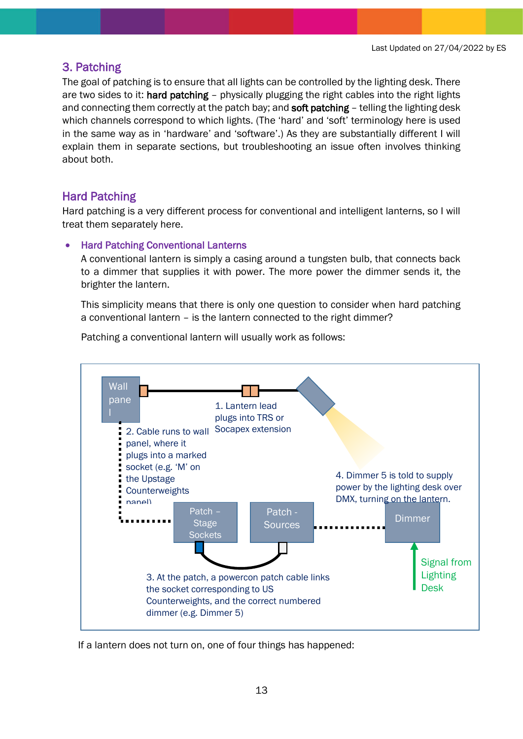## 3. Patching

The goal of patching is to ensure that all lights can be controlled by the lighting desk. There are two sides to it: **hard patching** – physically plugging the right cables into the right lights and connecting them correctly at the patch bay; and **soft patching** – telling the lighting desk which channels correspond to which lights. (The 'hard' and 'soft' terminology here is used in the same way as in 'hardware' and 'software'.) As they are substantially different I will explain them in separate sections, but troubleshooting an issue often involves thinking about both.

### Hard Patching

Hard patching is a very different process for conventional and intelligent lanterns, so I will treat them separately here.

- #### Hard Patching Conventional Lanterns

  A conventional lantern is simply a casing around a tungsten bulb, that connects back to a dimmer that supplies it with power. The more power the dimmer sends it, the brighter the lantern.

  This simplicity means that there is only one question to consider when hard patching a conventional lantern – is the lantern connected to the right dimmer?

  Patching a conventional lantern will usually work as follows:

Wall panel

1. Lantern lead plugs into TRS or Socapex extension

2. Cable runs to wall panel, where it plugs into a marked socket (e.g. 'M' on the Upstage Counterweights panel)

4. Dimmer 5 is told to supply power by the lighting desk over DMX, turning on the lantern.

Patch – Stage Sockets

Patch - Sources

Dimmer

Signal from Lighting Desk

3. At the patch, a powercon patch cable links the socket corresponding to US Counterweights, and the correct numbered dimmer (e.g. Dimmer 5)

If a lantern does not turn on, one of four things has happened: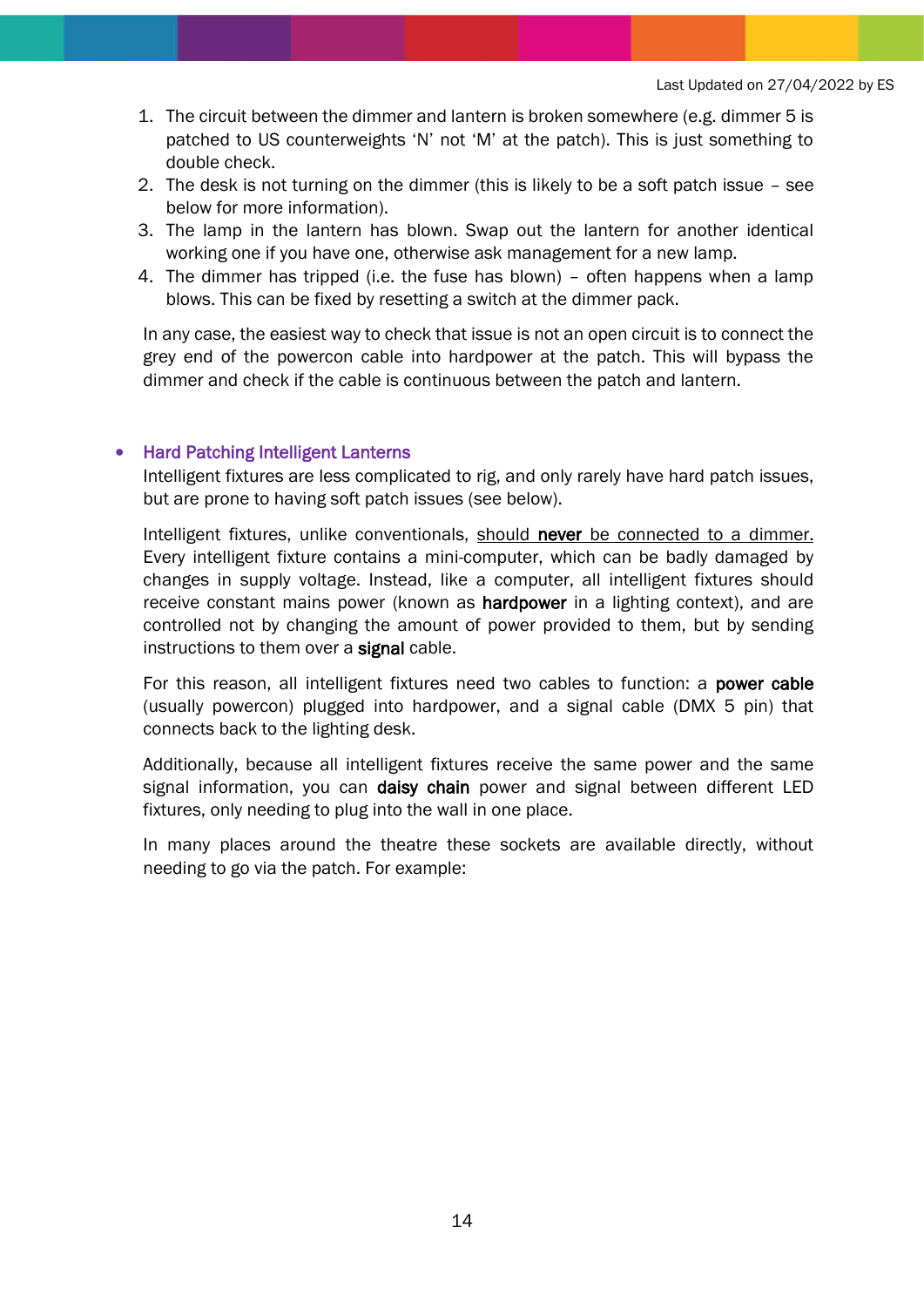1. The circuit between the dimmer and lantern is broken somewhere (e.g. dimmer 5 is patched to US counterweights 'N' not 'M' at the patch). This is just something to double check.
2. The desk is not turning on the dimmer (this is likely to be a soft patch issue – see below for more information).
3. The lamp in the lantern has blown. Swap out the lantern for another identical working one if you have one, otherwise ask management for a new lamp.
4. The dimmer has tripped (i.e. the fuse has blown) – often happens when a lamp blows. This can be fixed by resetting a switch at the dimmer pack.

In any case, the easiest way to check that issue is not an open circuit is to connect the grey end of the powercon cable into hardpower at the patch. This will bypass the dimmer and check if the cable is continuous between the patch and lantern.

- **Hard Patching Intelligent Lanterns**

  Intelligent fixtures are less complicated to rig, and only rarely have hard patch issues, but are prone to having soft patch issues (see below).

  Intelligent fixtures, unlike conventionals, <u>should **never** be connected to a dimmer.</u> Every intelligent fixture contains a mini-computer, which can be badly damaged by changes in supply voltage. Instead, like a computer, all intelligent fixtures should receive constant mains power (known as **hardpower** in a lighting context), and are controlled not by changing the amount of power provided to them, but by sending instructions to them over a **signal** cable.

  For this reason, all intelligent fixtures need two cables to function: a **power cable** (usually powercon) plugged into hardpower, and a signal cable (DMX 5 pin) that connects back to the lighting desk.

  Additionally, because all intelligent fixtures receive the same power and the same signal information, you can **daisy chain** power and signal between different LED fixtures, only needing to plug into the wall in one place.

  In many places around the theatre these sockets are available directly, without needing to go via the patch. For example: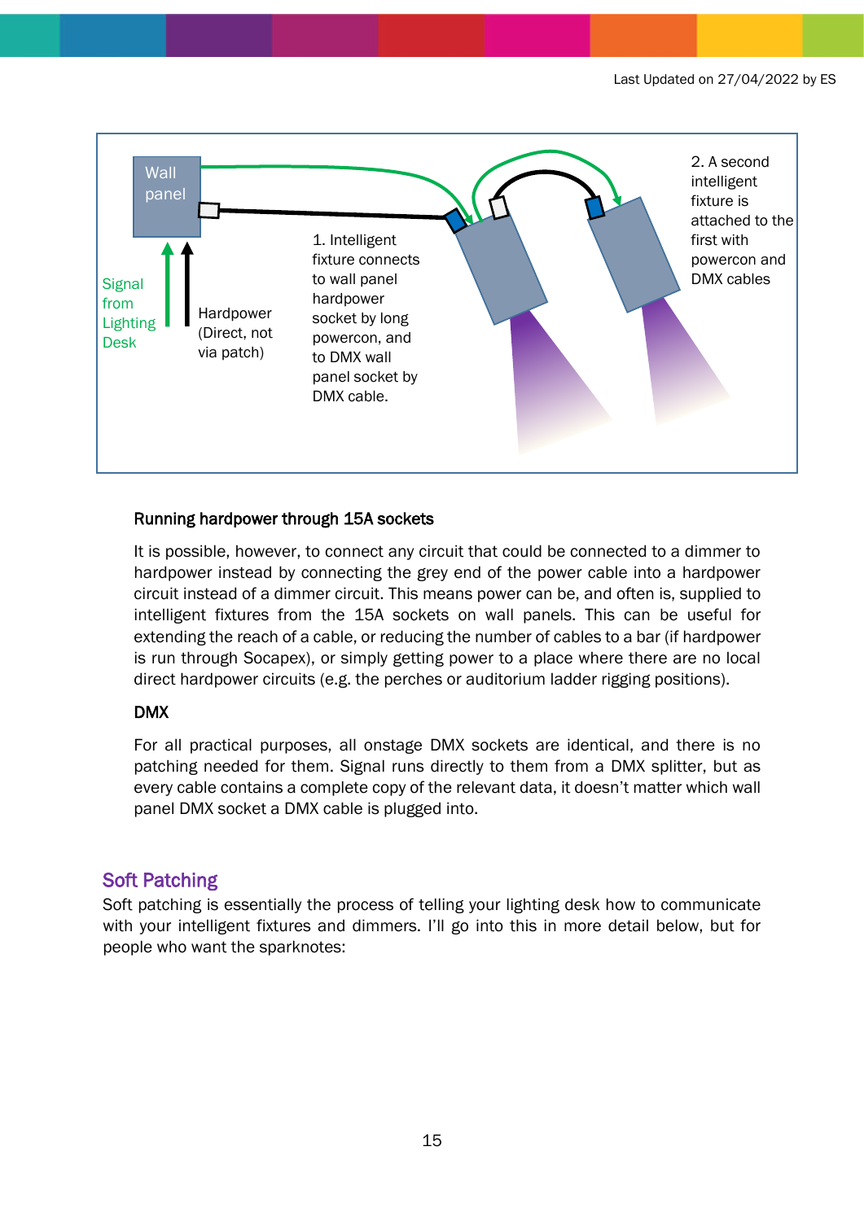Wall panel

Signal from Lighting Desk

Hardpower (Direct, not via patch)

1. Intelligent fixture connects to wall panel hardpower socket by long powercon, and to DMX wall panel socket by DMX cable.

2. A second intelligent fixture is attached to the first with powercon and DMX cables

### Running hardpower through 15A sockets

It is possible, however, to connect any circuit that could be connected to a dimmer to hardpower instead by connecting the grey end of the power cable into a hardpower circuit instead of a dimmer circuit. This means power can be, and often is, supplied to intelligent fixtures from the 15A sockets on wall panels. This can be useful for extending the reach of a cable, or reducing the number of cables to a bar (if hardpower is run through Socapex), or simply getting power to a place where there are no local direct hardpower circuits (e.g. the perches or auditorium ladder rigging positions).

### DMX

For all practical purposes, all onstage DMX sockets are identical, and there is no patching needed for them. Signal runs directly to them from a DMX splitter, but as every cable contains a complete copy of the relevant data, it doesn't matter which wall panel DMX socket a DMX cable is plugged into.

## Soft Patching

Soft patching is essentially the process of telling your lighting desk how to communicate with your intelligent fixtures and dimmers. I'll go into this in more detail below, but for people who want the sparknotes: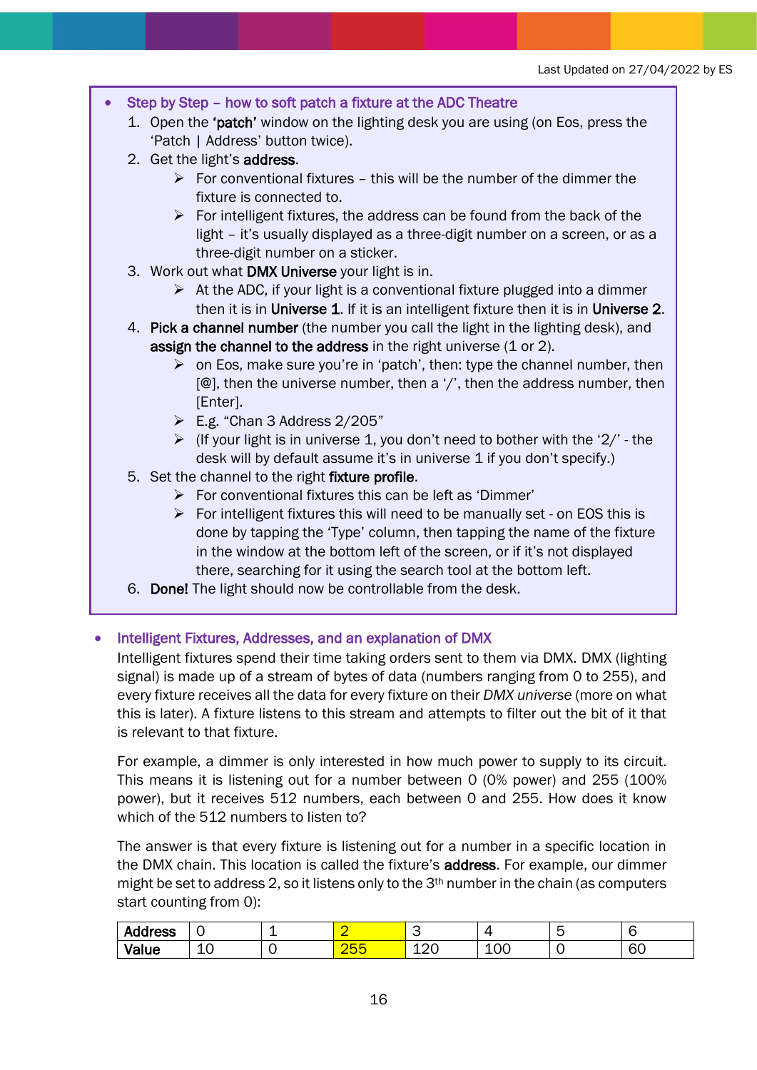Last Updated on 27/04/2022 by ES

- **Step by Step – how to soft patch a fixture at the ADC Theatre**
  1. Open the **'patch'** window on the lighting desk you are using (on Eos, press the 'Patch | Address' button twice).
  2. Get the light's **address**.
     - For conventional fixtures – this will be the number of the dimmer the fixture is connected to.
     - For intelligent fixtures, the address can be found from the back of the light – it's usually displayed as a three-digit number on a screen, or as a three-digit number on a sticker.
  3. Work out what **DMX Universe** your light is in.
     - At the ADC, if your light is a conventional fixture plugged into a dimmer then it is in **Universe 1**. If it is an intelligent fixture then it is in **Universe 2**.
  4. **Pick a channel number** (the number you call the light in the lighting desk), and **assign the channel to the address** in the right universe (1 or 2).
     - on Eos, make sure you're in 'patch', then: type the channel number, then [@], then the universe number, then a '/', then the address number, then [Enter].
     - E.g. "Chan 3 Address 2/205"
     - (If your light is in universe 1, you don't need to bother with the '2/' - the desk will by default assume it's in universe 1 if you don't specify.)
  5. Set the channel to the right **fixture profile**.
     - For conventional fixtures this can be left as 'Dimmer'
     - For intelligent fixtures this will need to be manually set - on EOS this is done by tapping the 'Type' column, then tapping the name of the fixture in the window at the bottom left of the screen, or if it's not displayed there, searching for it using the search tool at the bottom left.
  6. **Done!** The light should now be controllable from the desk.

- **Intelligent Fixtures, Addresses, and an explanation of DMX**

  Intelligent fixtures spend their time taking orders sent to them via DMX. DMX (lighting signal) is made up of a stream of bytes of data (numbers ranging from 0 to 255), and every fixture receives all the data for every fixture on their *DMX universe* (more on what this is later). A fixture listens to this stream and attempts to filter out the bit of it that is relevant to that fixture.

  For example, a dimmer is only interested in how much power to supply to its circuit. This means it is listening out for a number between 0 (0% power) and 255 (100% power), but it receives 512 numbers, each between 0 and 255. How does it know which of the 512 numbers to listen to?

  The answer is that every fixture is listening out for a number in a specific location in the DMX chain. This location is called the fixture's **address**. For example, our dimmer might be set to address 2, so it listens only to the 3th number in the chain (as computers start counting from 0):

| **Address** | 0 | 1 | 2 | 3 | 4 | 5 | 6 |
|---|---|---|---|---|---|---|---|
| **Value** | 10 | 0 | 255 | 120 | 100 | 0 | 60 |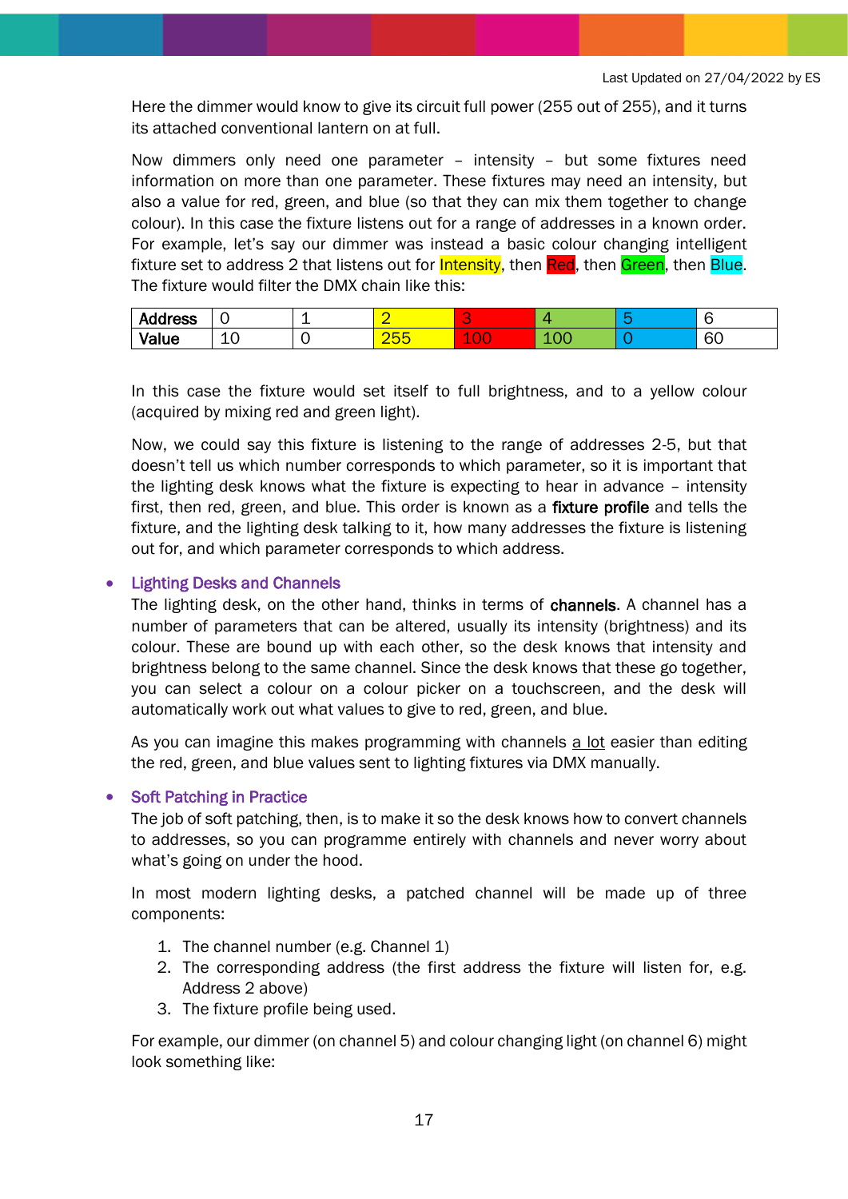Here the dimmer would know to give its circuit full power (255 out of 255), and it turns its attached conventional lantern on at full.

Now dimmers only need one parameter – intensity – but some fixtures need information on more than one parameter. These fixtures may need an intensity, but also a value for red, green, and blue (so that they can mix them together to change colour). In this case the fixture listens out for a range of addresses in a known order. For example, let's say our dimmer was instead a basic colour changing intelligent fixture set to address 2 that listens out for Intensity, then Red, then Green, then Blue. The fixture would filter the DMX chain like this:

| **Address** | 0 | 1 | 2 | 3 | 4 | 5 | 6 |
|---|---|---|---|---|---|---|---|
| **Value** | 10 | 0 | 255 | 100 | 100 | 0 | 60 |

In this case the fixture would set itself to full brightness, and to a yellow colour (acquired by mixing red and green light).

Now, we could say this fixture is listening to the range of addresses 2-5, but that doesn't tell us which number corresponds to which parameter, so it is important that the lighting desk knows what the fixture is expecting to hear in advance – intensity first, then red, green, and blue. This order is known as a **fixture profile** and tells the fixture, and the lighting desk talking to it, how many addresses the fixture is listening out for, and which parameter corresponds to which address.

- **Lighting Desks and Channels**

  The lighting desk, on the other hand, thinks in terms of **channels**. A channel has a number of parameters that can be altered, usually its intensity (brightness) and its colour. These are bound up with each other, so the desk knows that intensity and brightness belong to the same channel. Since the desk knows that these go together, you can select a colour on a colour picker on a touchscreen, and the desk will automatically work out what values to give to red, green, and blue.

  As you can imagine this makes programming with channels <u>a lot</u> easier than editing the red, green, and blue values sent to lighting fixtures via DMX manually.

- **Soft Patching in Practice**

  The job of soft patching, then, is to make it so the desk knows how to convert channels to addresses, so you can programme entirely with channels and never worry about what's going on under the hood.

  In most modern lighting desks, a patched channel will be made up of three components:

  1. The channel number (e.g. Channel 1)
  2. The corresponding address (the first address the fixture will listen for, e.g. Address 2 above)
  3. The fixture profile being used.

  For example, our dimmer (on channel 5) and colour changing light (on channel 6) might look something like: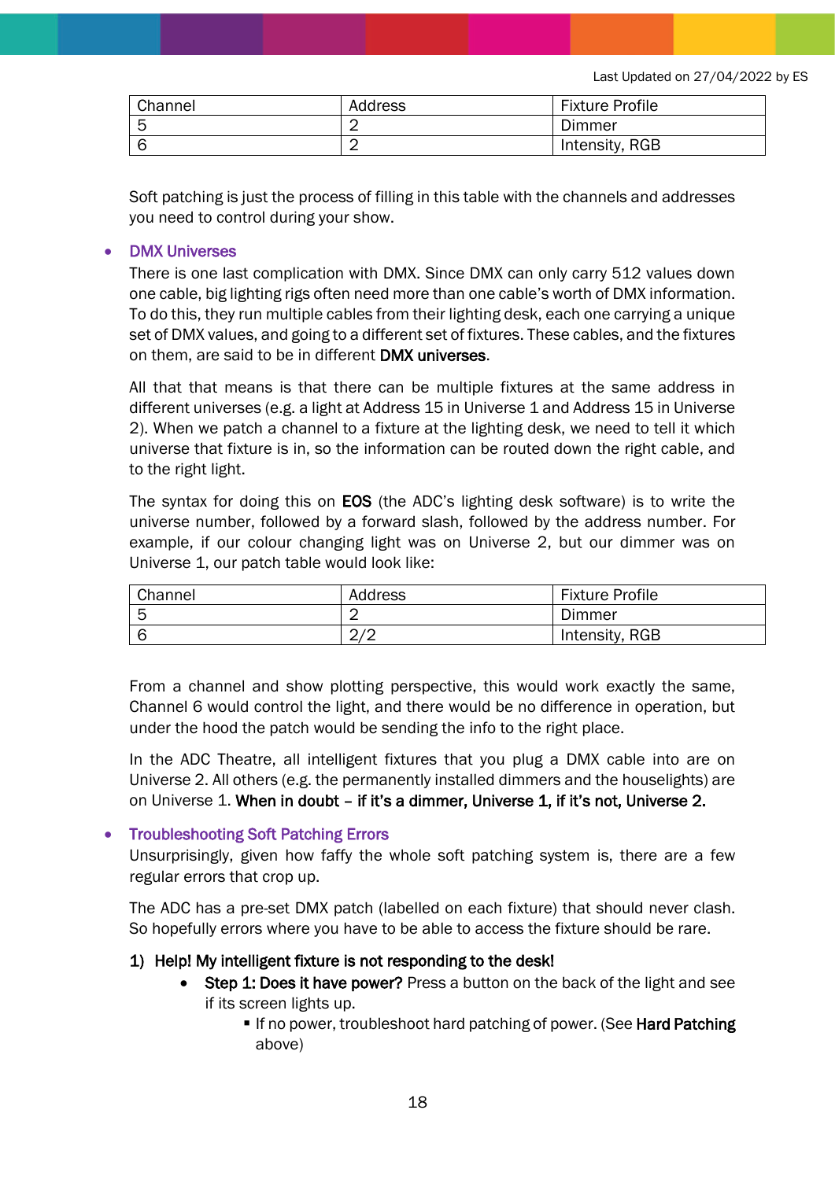| Channel | Address | Fixture Profile |
|---|---|---|
| 5 | 2 | Dimmer |
| 6 | 2 | Intensity, RGB |

Soft patching is just the process of filling in this table with the channels and addresses you need to control during your show.

- **DMX Universes**

  There is one last complication with DMX. Since DMX can only carry 512 values down one cable, big lighting rigs often need more than one cable's worth of DMX information. To do this, they run multiple cables from their lighting desk, each one carrying a unique set of DMX values, and going to a different set of fixtures. These cables, and the fixtures on them, are said to be in different **DMX universes**.

  All that that means is that there can be multiple fixtures at the same address in different universes (e.g. a light at Address 15 in Universe 1 and Address 15 in Universe 2). When we patch a channel to a fixture at the lighting desk, we need to tell it which universe that fixture is in, so the information can be routed down the right cable, and to the right light.

  The syntax for doing this on **EOS** (the ADC's lighting desk software) is to write the universe number, followed by a forward slash, followed by the address number. For example, if our colour changing light was on Universe 2, but our dimmer was on Universe 1, our patch table would look like:

| Channel | Address | Fixture Profile |
|---|---|---|
| 5 | 2 | Dimmer |
| 6 | 2/2 | Intensity, RGB |

  From a channel and show plotting perspective, this would work exactly the same, Channel 6 would control the light, and there would be no difference in operation, but under the hood the patch would be sending the info to the right place.

  In the ADC Theatre, all intelligent fixtures that you plug a DMX cable into are on Universe 2. All others (e.g. the permanently installed dimmers and the houselights) are on Universe 1. **When in doubt – if it's a dimmer, Universe 1, if it's not, Universe 2.**

- **Troubleshooting Soft Patching Errors**

  Unsurprisingly, given how faffy the whole soft patching system is, there are a few regular errors that crop up.

  The ADC has a pre-set DMX patch (labelled on each fixture) that should never clash. So hopefully errors where you have to be able to access the fixture should be rare.

1) **Help! My intelligent fixture is not responding to the desk!**
   - **Step 1: Does it have power?** Press a button on the back of the light and see if its screen lights up.
     - If no power, troubleshoot hard patching of power. (See **Hard Patching** above)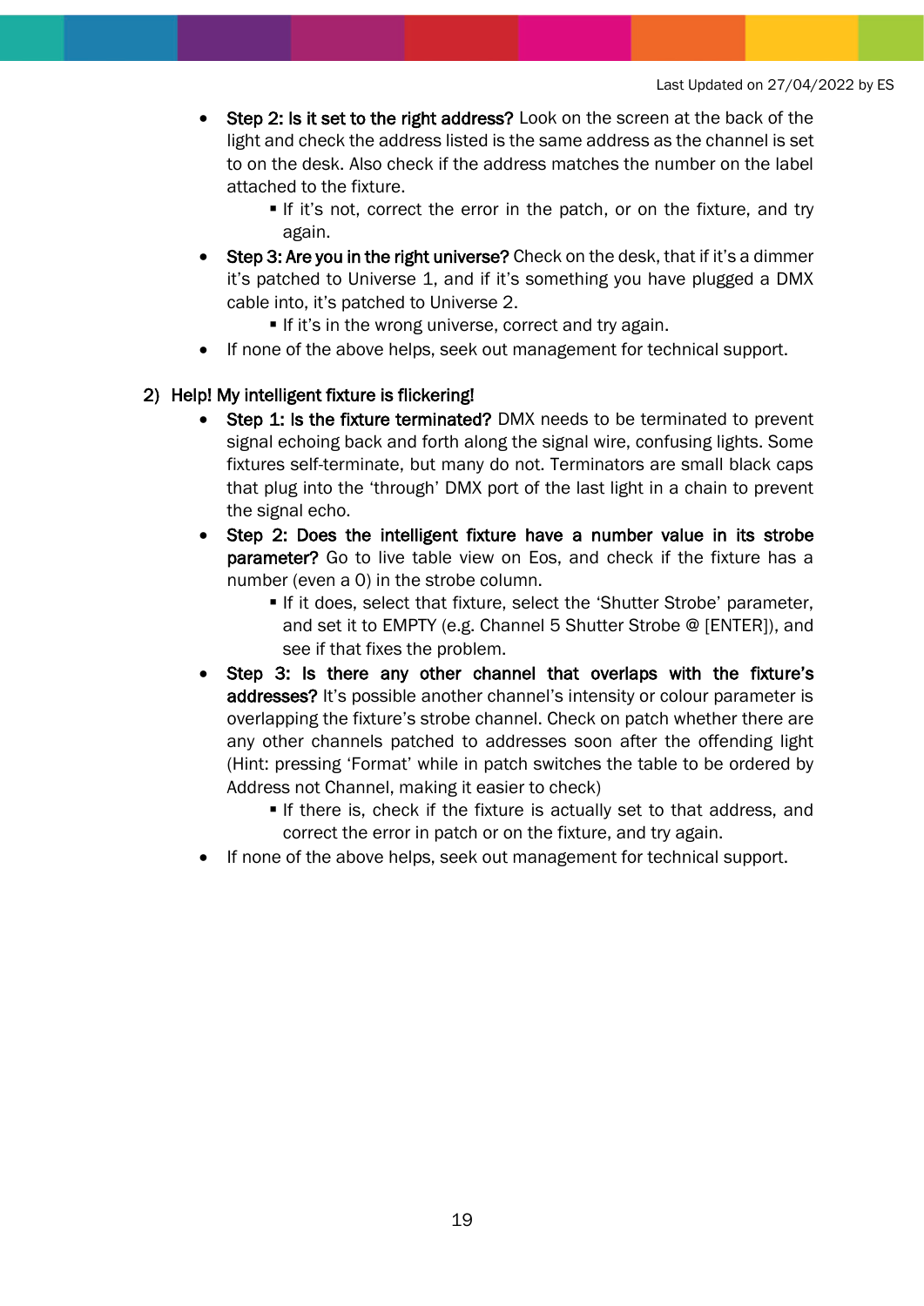Last Updated on 27/04/2022 by ES

- **Step 2: Is it set to the right address?** Look on the screen at the back of the light and check the address listed is the same address as the channel is set to on the desk. Also check if the address matches the number on the label attached to the fixture.
  - If it's not, correct the error in the patch, or on the fixture, and try again.
- **Step 3: Are you in the right universe?** Check on the desk, that if it's a dimmer it's patched to Universe 1, and if it's something you have plugged a DMX cable into, it's patched to Universe 2.
  - If it's in the wrong universe, correct and try again.
- If none of the above helps, seek out management for technical support.

2) Help! My intelligent fixture is flickering!

- **Step 1: Is the fixture terminated?** DMX needs to be terminated to prevent signal echoing back and forth along the signal wire, confusing lights. Some fixtures self-terminate, but many do not. Terminators are small black caps that plug into the 'through' DMX port of the last light in a chain to prevent the signal echo.
- **Step 2: Does the intelligent fixture have a number value in its strobe parameter?** Go to live table view on Eos, and check if the fixture has a number (even a 0) in the strobe column.
  - If it does, select that fixture, select the 'Shutter Strobe' parameter, and set it to EMPTY (e.g. Channel 5 Shutter Strobe @ [ENTER]), and see if that fixes the problem.
- **Step 3: Is there any other channel that overlaps with the fixture's addresses?** It's possible another channel's intensity or colour parameter is overlapping the fixture's strobe channel. Check on patch whether there are any other channels patched to addresses soon after the offending light (Hint: pressing 'Format' while in patch switches the table to be ordered by Address not Channel, making it easier to check)
  - If there is, check if the fixture is actually set to that address, and correct the error in patch or on the fixture, and try again.
- If none of the above helps, seek out management for technical support.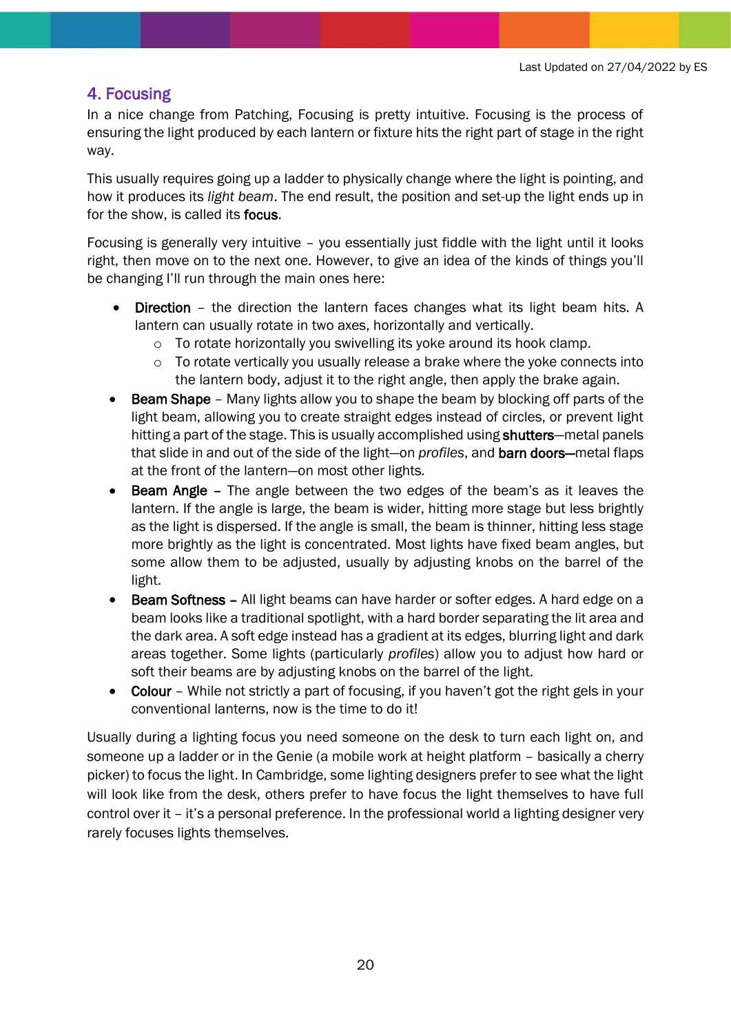## 4. Focusing

In a nice change from Patching, Focusing is pretty intuitive. Focusing is the process of ensuring the light produced by each lantern or fixture hits the right part of stage in the right way.

This usually requires going up a ladder to physically change where the light is pointing, and how it produces its *light beam*. The end result, the position and set-up the light ends up in for the show, is called its **focus**.

Focusing is generally very intuitive – you essentially just fiddle with the light until it looks right, then move on to the next one. However, to give an idea of the kinds of things you'll be changing I'll run through the main ones here:

- **Direction** – the direction the lantern faces changes what its light beam hits. A lantern can usually rotate in two axes, horizontally and vertically.
  - To rotate horizontally you swivelling its yoke around its hook clamp.
  - To rotate vertically you usually release a brake where the yoke connects into the lantern body, adjust it to the right angle, then apply the brake again.
- **Beam Shape** – Many lights allow you to shape the beam by blocking off parts of the light beam, allowing you to create straight edges instead of circles, or prevent light hitting a part of the stage. This is usually accomplished using **shutters**—metal panels that slide in and out of the side of the light—on *profiles*, and **barn doors**—metal flaps at the front of the lantern—on most other lights.
- **Beam Angle** – The angle between the two edges of the beam's as it leaves the lantern. If the angle is large, the beam is wider, hitting more stage but less brightly as the light is dispersed. If the angle is small, the beam is thinner, hitting less stage more brightly as the light is concentrated. Most lights have fixed beam angles, but some allow them to be adjusted, usually by adjusting knobs on the barrel of the light.
- **Beam Softness** – All light beams can have harder or softer edges. A hard edge on a beam looks like a traditional spotlight, with a hard border separating the lit area and the dark area. A soft edge instead has a gradient at its edges, blurring light and dark areas together. Some lights (particularly *profiles*) allow you to adjust how hard or soft their beams are by adjusting knobs on the barrel of the light.
- **Colour** – While not strictly a part of focusing, if you haven't got the right gels in your conventional lanterns, now is the time to do it!

Usually during a lighting focus you need someone on the desk to turn each light on, and someone up a ladder or in the Genie (a mobile work at height platform – basically a cherry picker) to focus the light. In Cambridge, some lighting designers prefer to see what the light will look like from the desk, others prefer to have focus the light themselves to have full control over it – it's a personal preference. In the professional world a lighting designer very rarely focuses lights themselves.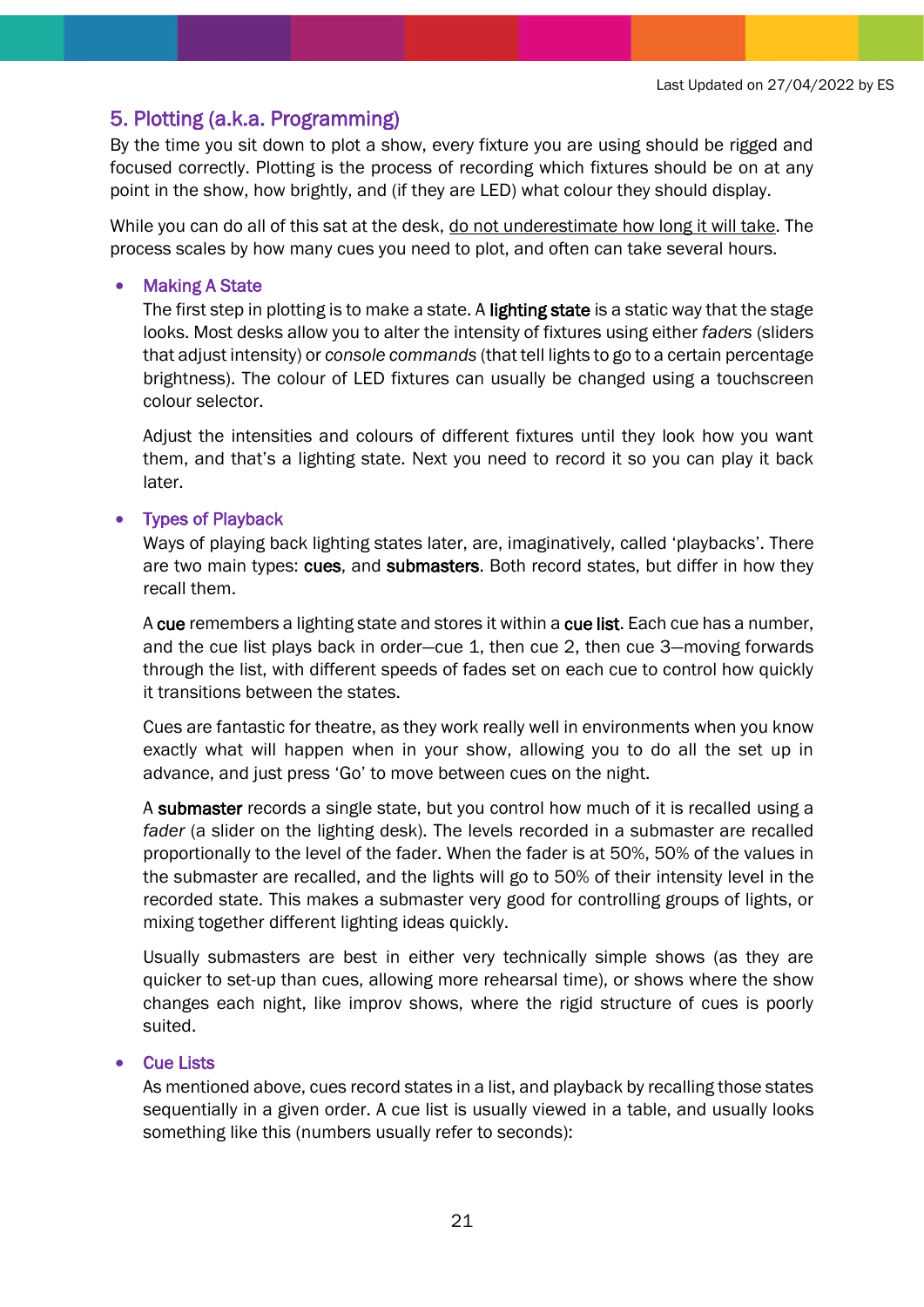## 5. Plotting (a.k.a. Programming)

By the time you sit down to plot a show, every fixture you are using should be rigged and focused correctly. Plotting is the process of recording which fixtures should be on at any point in the show, how brightly, and (if they are LED) what colour they should display.

While you can do all of this sat at the desk, <u>do not underestimate how long it will take</u>. The process scales by how many cues you need to plot, and often can take several hours.

- **Making A State**

  The first step in plotting is to make a state. A **lighting state** is a static way that the stage looks. Most desks allow you to alter the intensity of fixtures using either *faders* (sliders that adjust intensity) or *console commands* (that tell lights to go to a certain percentage brightness). The colour of LED fixtures can usually be changed using a touchscreen colour selector.

  Adjust the intensities and colours of different fixtures until they look how you want them, and that's a lighting state. Next you need to record it so you can play it back later.

- **Types of Playback**

  Ways of playing back lighting states later, are, imaginatively, called 'playbacks'. There are two main types: **cues**, and **submasters**. Both record states, but differ in how they recall them.

  A **cue** remembers a lighting state and stores it within a **cue list**. Each cue has a number, and the cue list plays back in order—cue 1, then cue 2, then cue 3—moving forwards through the list, with different speeds of fades set on each cue to control how quickly it transitions between the states.

  Cues are fantastic for theatre, as they work really well in environments when you know exactly what will happen when in your show, allowing you to do all the set up in advance, and just press 'Go' to move between cues on the night.

  A **submaster** records a single state, but you control how much of it is recalled using a *fader* (a slider on the lighting desk). The levels recorded in a submaster are recalled proportionally to the level of the fader. When the fader is at 50%, 50% of the values in the submaster are recalled, and the lights will go to 50% of their intensity level in the recorded state. This makes a submaster very good for controlling groups of lights, or mixing together different lighting ideas quickly.

  Usually submasters are best in either very technically simple shows (as they are quicker to set-up than cues, allowing more rehearsal time), or shows where the show changes each night, like improv shows, where the rigid structure of cues is poorly suited.

- **Cue Lists**

  As mentioned above, cues record states in a list, and playback by recalling those states sequentially in a given order. A cue list is usually viewed in a table, and usually looks something like this (numbers usually refer to seconds):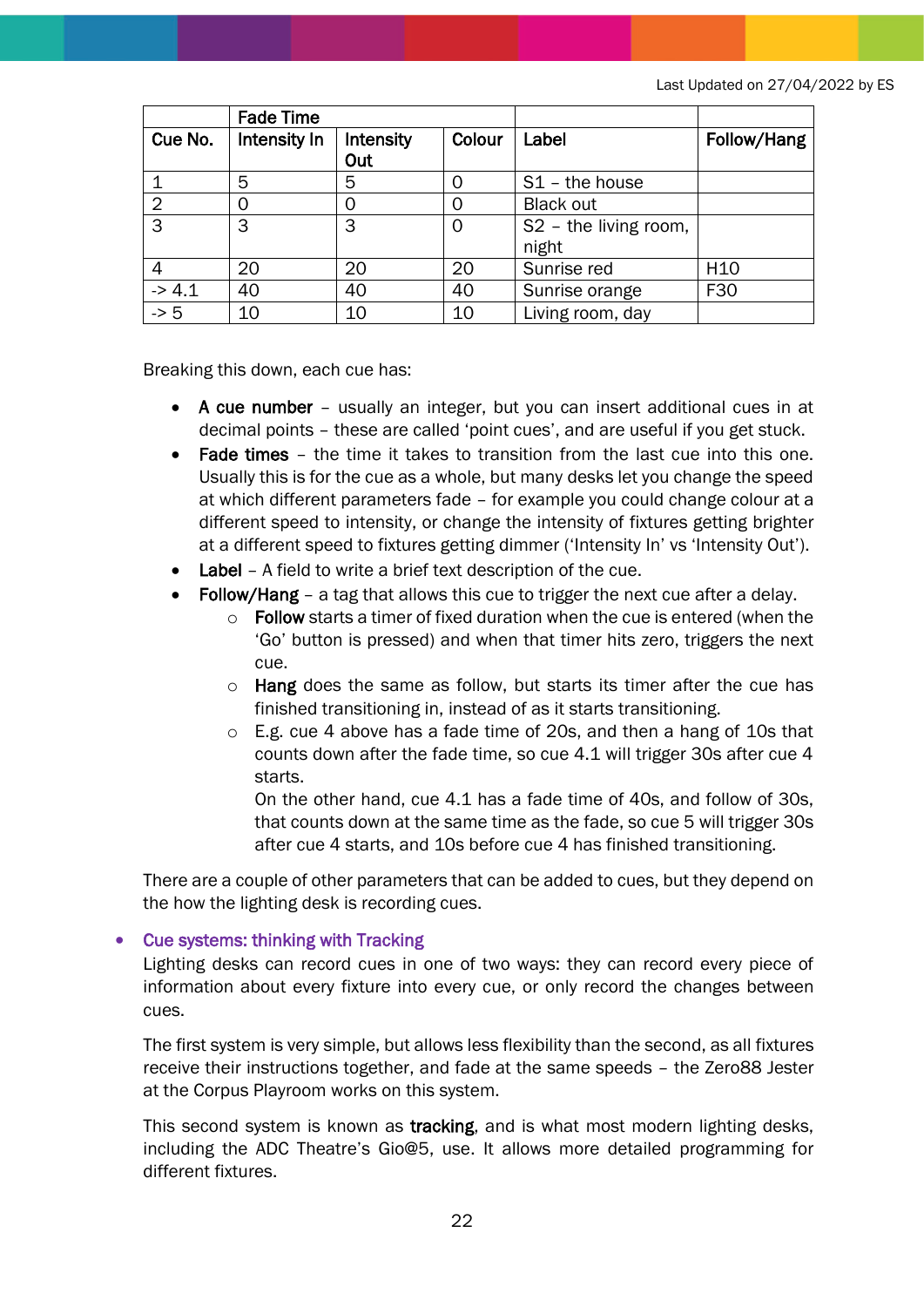Last Updated on 27/04/2022 by ES

| | Fade Time | | | | |
|---|---|---|---|---|---|
| Cue No. | Intensity In | Intensity Out | Colour | Label | Follow/Hang |
| 1 | 5 | 5 | 0 | S1 – the house | |
| 2 | 0 | 0 | 0 | Black out | |
| 3 | 3 | 3 | 0 | S2 – the living room, night | |
| 4 | 20 | 20 | 20 | Sunrise red | H10 |
| -> 4.1 | 40 | 40 | 40 | Sunrise orange | F30 |
| -> 5 | 10 | 10 | 10 | Living room, day | |

Breaking this down, each cue has:

- **A cue number** – usually an integer, but you can insert additional cues in at decimal points – these are called 'point cues', and are useful if you get stuck.
- **Fade times** – the time it takes to transition from the last cue into this one. Usually this is for the cue as a whole, but many desks let you change the speed at which different parameters fade – for example you could change colour at a different speed to intensity, or change the intensity of fixtures getting brighter at a different speed to fixtures getting dimmer ('Intensity In' vs 'Intensity Out').
- **Label** – A field to write a brief text description of the cue.
- **Follow/Hang** – a tag that allows this cue to trigger the next cue after a delay.
  - **Follow** starts a timer of fixed duration when the cue is entered (when the 'Go' button is pressed) and when that timer hits zero, triggers the next cue.
  - **Hang** does the same as follow, but starts its timer after the cue has finished transitioning in, instead of as it starts transitioning.
  - E.g. cue 4 above has a fade time of 20s, and then a hang of 10s that counts down after the fade time, so cue 4.1 will trigger 30s after cue 4 starts.
    On the other hand, cue 4.1 has a fade time of 40s, and follow of 30s, that counts down at the same time as the fade, so cue 5 will trigger 30s after cue 4 starts, and 10s before cue 4 has finished transitioning.

There are a couple of other parameters that can be added to cues, but they depend on the how the lighting desk is recording cues.

- Cue systems: thinking with Tracking

Lighting desks can record cues in one of two ways: they can record every piece of information about every fixture into every cue, or only record the changes between cues.

The first system is very simple, but allows less flexibility than the second, as all fixtures receive their instructions together, and fade at the same speeds – the Zero88 Jester at the Corpus Playroom works on this system.

This second system is known as **tracking**, and is what most modern lighting desks, including the ADC Theatre's Gio@5, use. It allows more detailed programming for different fixtures.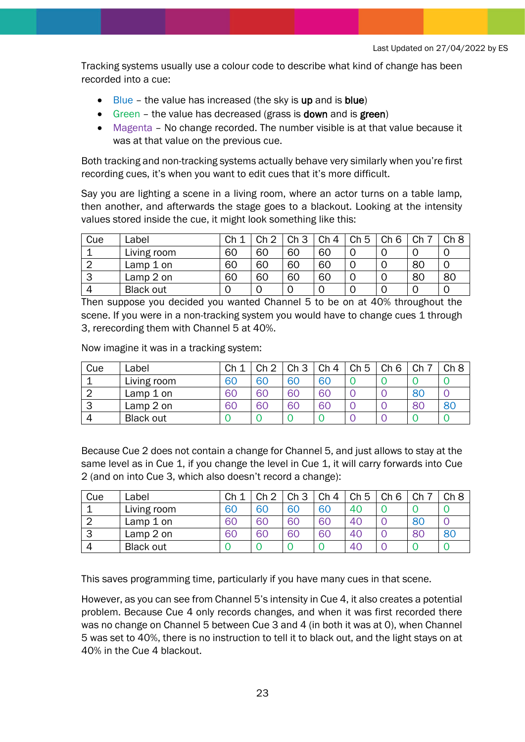Last Updated on 27/04/2022 by ES

Tracking systems usually use a colour code to describe what kind of change has been recorded into a cue:

- Blue – the value has increased (the sky is **up** and is **blue**)
- Green – the value has decreased (grass is **down** and is **green**)
- Magenta – No change recorded. The number visible is at that value because it was at that value on the previous cue.

Both tracking and non-tracking systems actually behave very similarly when you're first recording cues, it's when you want to edit cues that it's more difficult.

Say you are lighting a scene in a living room, where an actor turns on a table lamp, then another, and afterwards the stage goes to a blackout. Looking at the intensity values stored inside the cue, it might look something like this:

| Cue | Label | Ch 1 | Ch 2 | Ch 3 | Ch 4 | Ch 5 | Ch 6 | Ch 7 | Ch 8 |
|---|---|---|---|---|---|---|---|---|---|
| 1 | Living room | 60 | 60 | 60 | 60 | 0 | 0 | 0 | 0 |
| 2 | Lamp 1 on | 60 | 60 | 60 | 60 | 0 | 0 | 80 | 0 |
| 3 | Lamp 2 on | 60 | 60 | 60 | 60 | 0 | 0 | 80 | 80 |
| 4 | Black out | 0 | 0 | 0 | 0 | 0 | 0 | 0 | 0 |

Then suppose you decided you wanted Channel 5 to be on at 40% throughout the scene. If you were in a non-tracking system you would have to change cues 1 through 3, rerecording them with Channel 5 at 40%.

Now imagine it was in a tracking system:

| Cue | Label | Ch 1 | Ch 2 | Ch 3 | Ch 4 | Ch 5 | Ch 6 | Ch 7 | Ch 8 |
|---|---|---|---|---|---|---|---|---|---|
| 1 | Living room | 60 | 60 | 60 | 60 | 0 | 0 | 0 | 0 |
| 2 | Lamp 1 on | 60 | 60 | 60 | 60 | 0 | 0 | 80 | 0 |
| 3 | Lamp 2 on | 60 | 60 | 60 | 60 | 0 | 0 | 80 | 80 |
| 4 | Black out | 0 | 0 | 0 | 0 | 0 | 0 | 0 | 0 |

Because Cue 2 does not contain a change for Channel 5, and just allows to stay at the same level as in Cue 1, if you change the level in Cue 1, it will carry forwards into Cue 2 (and on into Cue 3, which also doesn't record a change):

| Cue | Label | Ch 1 | Ch 2 | Ch 3 | Ch 4 | Ch 5 | Ch 6 | Ch 7 | Ch 8 |
|---|---|---|---|---|---|---|---|---|---|
| 1 | Living room | 60 | 60 | 60 | 60 | 40 | 0 | 0 | 0 |
| 2 | Lamp 1 on | 60 | 60 | 60 | 60 | 40 | 0 | 80 | 0 |
| 3 | Lamp 2 on | 60 | 60 | 60 | 60 | 40 | 0 | 80 | 80 |
| 4 | Black out | 0 | 0 | 0 | 0 | 40 | 0 | 0 | 0 |

This saves programming time, particularly if you have many cues in that scene.

However, as you can see from Channel 5's intensity in Cue 4, it also creates a potential problem. Because Cue 4 only records changes, and when it was first recorded there was no change on Channel 5 between Cue 3 and 4 (in both it was at 0), when Channel 5 was set to 40%, there is no instruction to tell it to black out, and the light stays on at 40% in the Cue 4 blackout.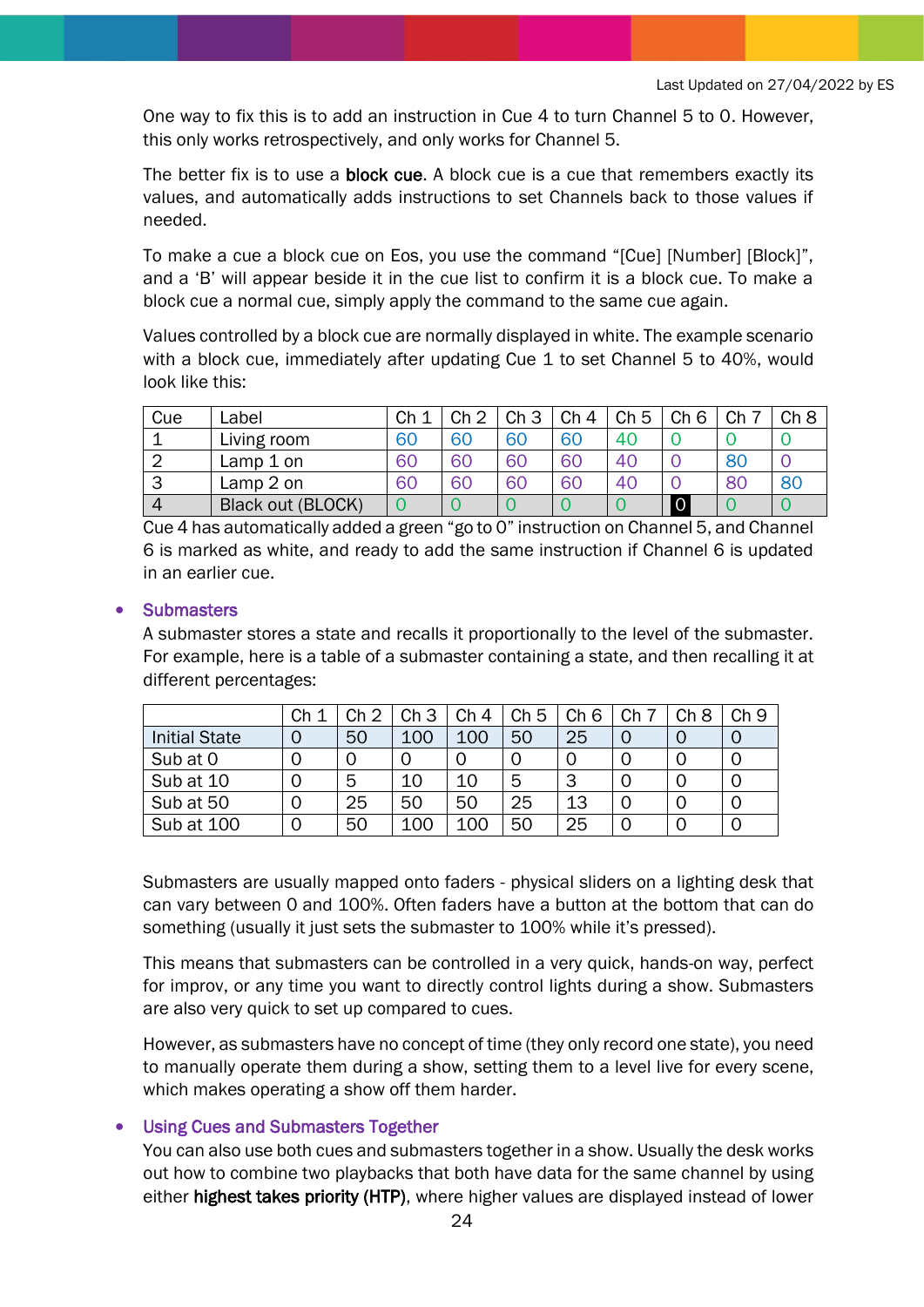One way to fix this is to add an instruction in Cue 4 to turn Channel 5 to 0. However, this only works retrospectively, and only works for Channel 5.

The better fix is to use a **block cue**. A block cue is a cue that remembers exactly its values, and automatically adds instructions to set Channels back to those values if needed.

To make a cue a block cue on Eos, you use the command "[Cue] [Number] [Block]", and a 'B' will appear beside it in the cue list to confirm it is a block cue. To make a block cue a normal cue, simply apply the command to the same cue again.

Values controlled by a block cue are normally displayed in white. The example scenario with a block cue, immediately after updating Cue 1 to set Channel 5 to 40%, would look like this:

| Cue | Label | Ch 1 | Ch 2 | Ch 3 | Ch 4 | Ch 5 | Ch 6 | Ch 7 | Ch 8 |
|---|---|---|---|---|---|---|---|---|---|
| 1 | Living room | 60 | 60 | 60 | 60 | 40 | 0 | 0 | 0 |
| 2 | Lamp 1 on | 60 | 60 | 60 | 60 | 40 | 0 | 80 | 0 |
| 3 | Lamp 2 on | 60 | 60 | 60 | 60 | 40 | 0 | 80 | 80 |
| 4 | Black out (BLOCK) | 0 | 0 | 0 | 0 | 0 | 0 | 0 | 0 |

Cue 4 has automatically added a green "go to 0" instruction on Channel 5, and Channel 6 is marked as white, and ready to add the same instruction if Channel 6 is updated in an earlier cue.

- **Submasters**

  A submaster stores a state and recalls it proportionally to the level of the submaster. For example, here is a table of a submaster containing a state, and then recalling it at different percentages:

| | Ch 1 | Ch 2 | Ch 3 | Ch 4 | Ch 5 | Ch 6 | Ch 7 | Ch 8 | Ch 9 |
|---|---|---|---|---|---|---|---|---|---|
| Initial State | 0 | 50 | 100 | 100 | 50 | 25 | 0 | 0 | 0 |
| Sub at 0 | 0 | 0 | 0 | 0 | 0 | 0 | 0 | 0 | 0 |
| Sub at 10 | 0 | 5 | 10 | 10 | 5 | 3 | 0 | 0 | 0 |
| Sub at 50 | 0 | 25 | 50 | 50 | 25 | 13 | 0 | 0 | 0 |
| Sub at 100 | 0 | 50 | 100 | 100 | 50 | 25 | 0 | 0 | 0 |

Submasters are usually mapped onto faders - physical sliders on a lighting desk that can vary between 0 and 100%. Often faders have a button at the bottom that can do something (usually it just sets the submaster to 100% while it's pressed).

This means that submasters can be controlled in a very quick, hands-on way, perfect for improv, or any time you want to directly control lights during a show. Submasters are also very quick to set up compared to cues.

However, as submasters have no concept of time (they only record one state), you need to manually operate them during a show, setting them to a level live for every scene, which makes operating a show off them harder.

- **Using Cues and Submasters Together**

  You can also use both cues and submasters together in a show. Usually the desk works out how to combine two playbacks that both have data for the same channel by using either **highest takes priority (HTP)**, where higher values are displayed instead of lower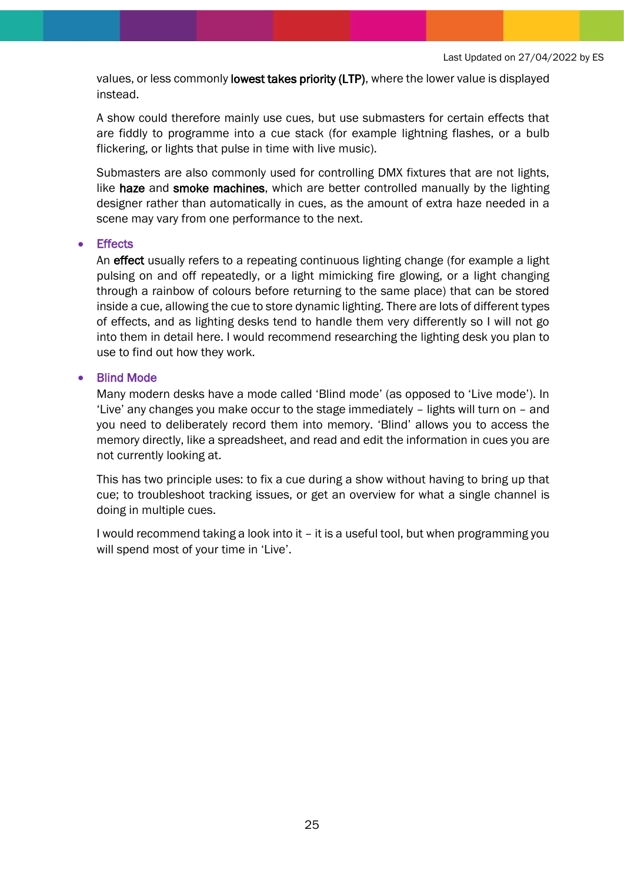values, or less commonly **lowest takes priority (LTP)**, where the lower value is displayed instead.

A show could therefore mainly use cues, but use submasters for certain effects that are fiddly to programme into a cue stack (for example lightning flashes, or a bulb flickering, or lights that pulse in time with live music).

Submasters are also commonly used for controlling DMX fixtures that are not lights, like **haze** and **smoke machines**, which are better controlled manually by the lighting designer rather than automatically in cues, as the amount of extra haze needed in a scene may vary from one performance to the next.

- **Effects**
  An **effect** usually refers to a repeating continuous lighting change (for example a light pulsing on and off repeatedly, or a light mimicking fire glowing, or a light changing through a rainbow of colours before returning to the same place) that can be stored inside a cue, allowing the cue to store dynamic lighting. There are lots of different types of effects, and as lighting desks tend to handle them very differently so I will not go into them in detail here. I would recommend researching the lighting desk you plan to use to find out how they work.

- **Blind Mode**
  Many modern desks have a mode called 'Blind mode' (as opposed to 'Live mode'). In 'Live' any changes you make occur to the stage immediately – lights will turn on – and you need to deliberately record them into memory. 'Blind' allows you to access the memory directly, like a spreadsheet, and read and edit the information in cues you are not currently looking at.

  This has two principle uses: to fix a cue during a show without having to bring up that cue; to troubleshoot tracking issues, or get an overview for what a single channel is doing in multiple cues.

  I would recommend taking a look into it – it is a useful tool, but when programming you will spend most of your time in 'Live'.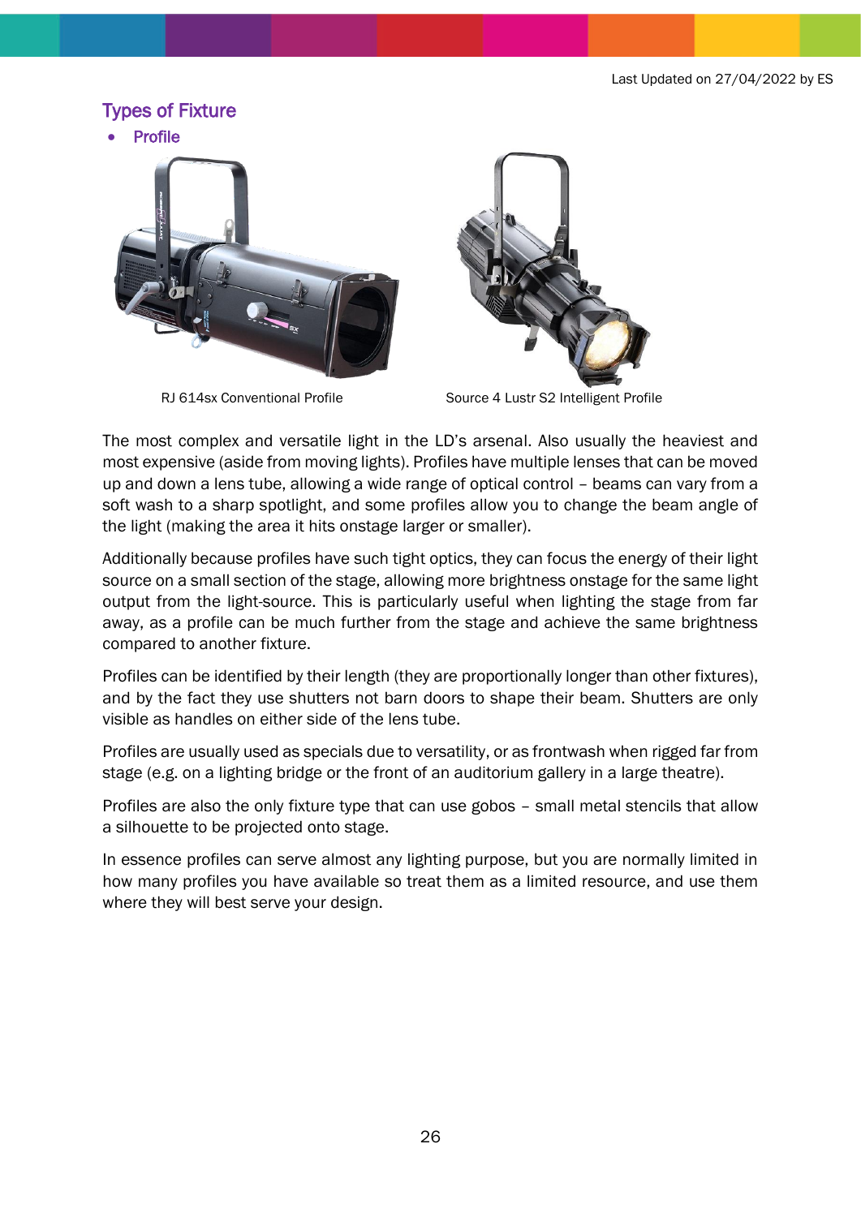Last Updated on 27/04/2022 by ES

## Types of Fixture

- **Profile**

RJ 614sx Conventional Profile

Source 4 Lustr S2 Intelligent Profile

The most complex and versatile light in the LD's arsenal. Also usually the heaviest and most expensive (aside from moving lights). Profiles have multiple lenses that can be moved up and down a lens tube, allowing a wide range of optical control – beams can vary from a soft wash to a sharp spotlight, and some profiles allow you to change the beam angle of the light (making the area it hits onstage larger or smaller).

Additionally because profiles have such tight optics, they can focus the energy of their light source on a small section of the stage, allowing more brightness onstage for the same light output from the light-source. This is particularly useful when lighting the stage from far away, as a profile can be much further from the stage and achieve the same brightness compared to another fixture.

Profiles can be identified by their length (they are proportionally longer than other fixtures), and by the fact they use shutters not barn doors to shape their beam. Shutters are only visible as handles on either side of the lens tube.

Profiles are usually used as specials due to versatility, or as frontwash when rigged far from stage (e.g. on a lighting bridge or the front of an auditorium gallery in a large theatre).

Profiles are also the only fixture type that can use gobos – small metal stencils that allow a silhouette to be projected onto stage.

In essence profiles can serve almost any lighting purpose, but you are normally limited in how many profiles you have available so treat them as a limited resource, and use them where they will best serve your design.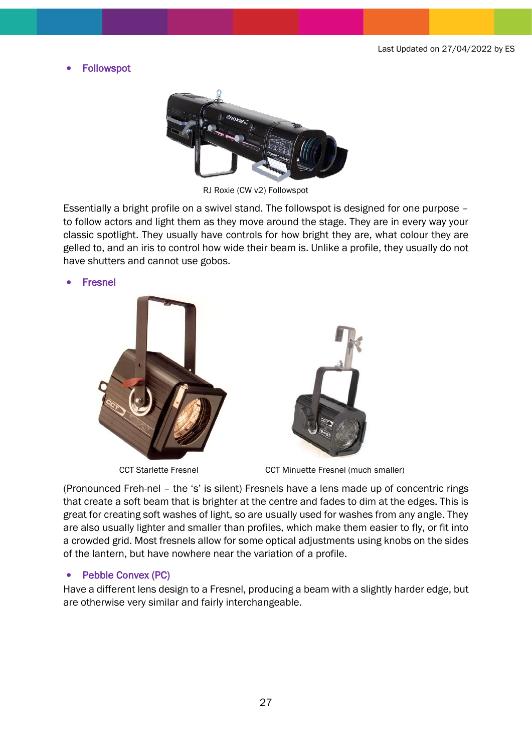- Followspot

RJ Roxie (CW v2) Followspot

Essentially a bright profile on a swivel stand. The followspot is designed for one purpose – to follow actors and light them as they move around the stage. They are in every way your classic spotlight. They usually have controls for how bright they are, what colour they are gelled to, and an iris to control how wide their beam is. Unlike a profile, they usually do not have shutters and cannot use gobos.

- Fresnel

CCT Starlette Fresnel

CCT Minuette Fresnel (much smaller)

(Pronounced Freh-nel – the 's' is silent) Fresnels have a lens made up of concentric rings that create a soft beam that is brighter at the centre and fades to dim at the edges. This is great for creating soft washes of light, so are usually used for washes from any angle. They are also usually lighter and smaller than profiles, which make them easier to fly, or fit into a crowded grid. Most fresnels allow for some optical adjustments using knobs on the sides of the lantern, but have nowhere near the variation of a profile.

- Pebble Convex (PC)

Have a different lens design to a Fresnel, producing a beam with a slightly harder edge, but are otherwise very similar and fairly interchangeable.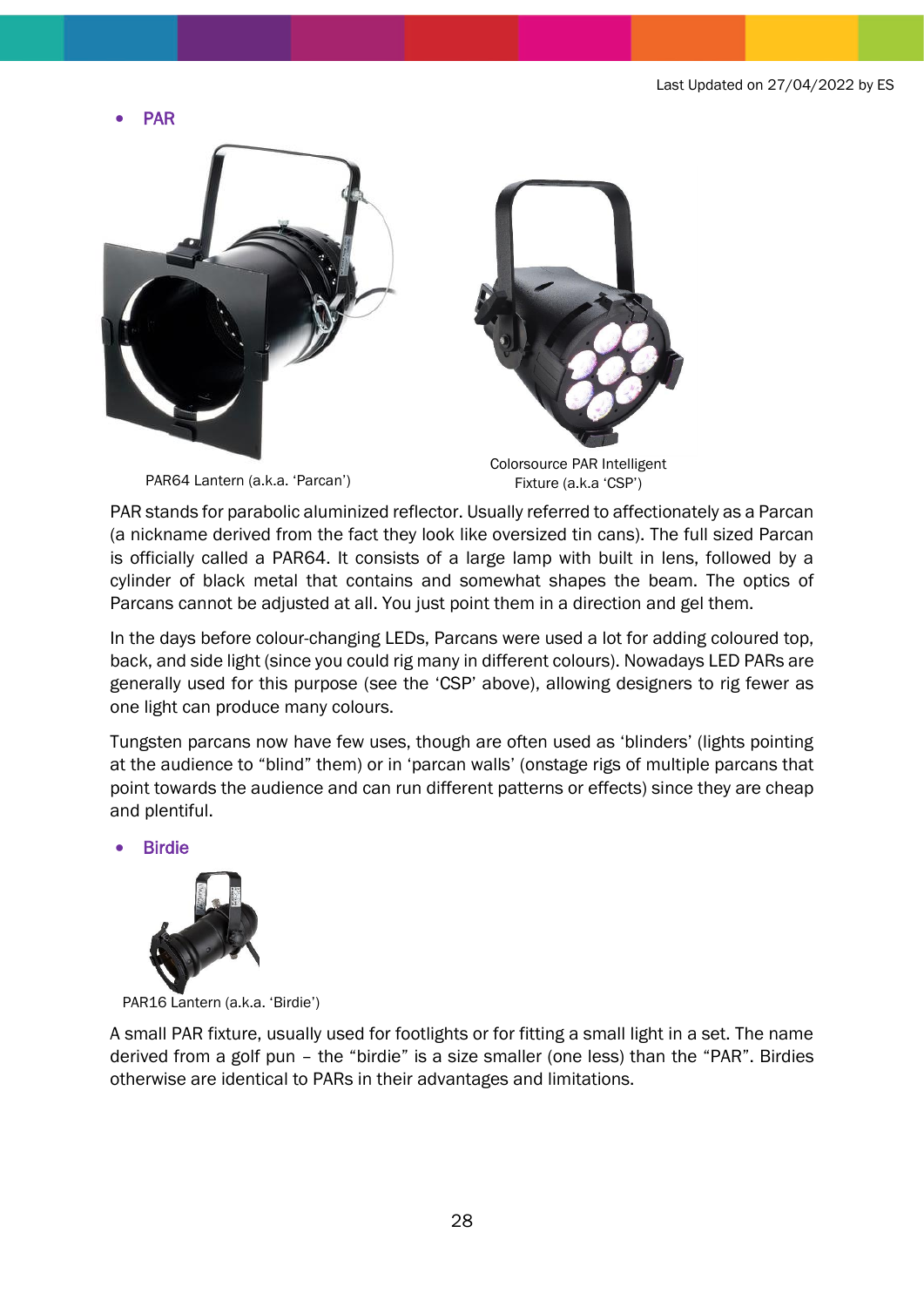Last Updated on 27/04/2022 by ES

- **PAR**

PAR64 Lantern (a.k.a. 'Parcan')

Colorsource PAR Intelligent Fixture (a.k.a 'CSP')

PAR stands for parabolic aluminized reflector. Usually referred to affectionately as a Parcan (a nickname derived from the fact they look like oversized tin cans). The full sized Parcan is officially called a PAR64. It consists of a large lamp with built in lens, followed by a cylinder of black metal that contains and somewhat shapes the beam. The optics of Parcans cannot be adjusted at all. You just point them in a direction and gel them.

In the days before colour-changing LEDs, Parcans were used a lot for adding coloured top, back, and side light (since you could rig many in different colours). Nowadays LED PARs are generally used for this purpose (see the 'CSP' above), allowing designers to rig fewer as one light can produce many colours.

Tungsten parcans now have few uses, though are often used as 'blinders' (lights pointing at the audience to "blind" them) or in 'parcan walls' (onstage rigs of multiple parcans that point towards the audience and can run different patterns or effects) since they are cheap and plentiful.

- **Birdie**

PAR16 Lantern (a.k.a. 'Birdie')

A small PAR fixture, usually used for footlights or for fitting a small light in a set. The name derived from a golf pun – the "birdie" is a size smaller (one less) than the "PAR". Birdies otherwise are identical to PARs in their advantages and limitations.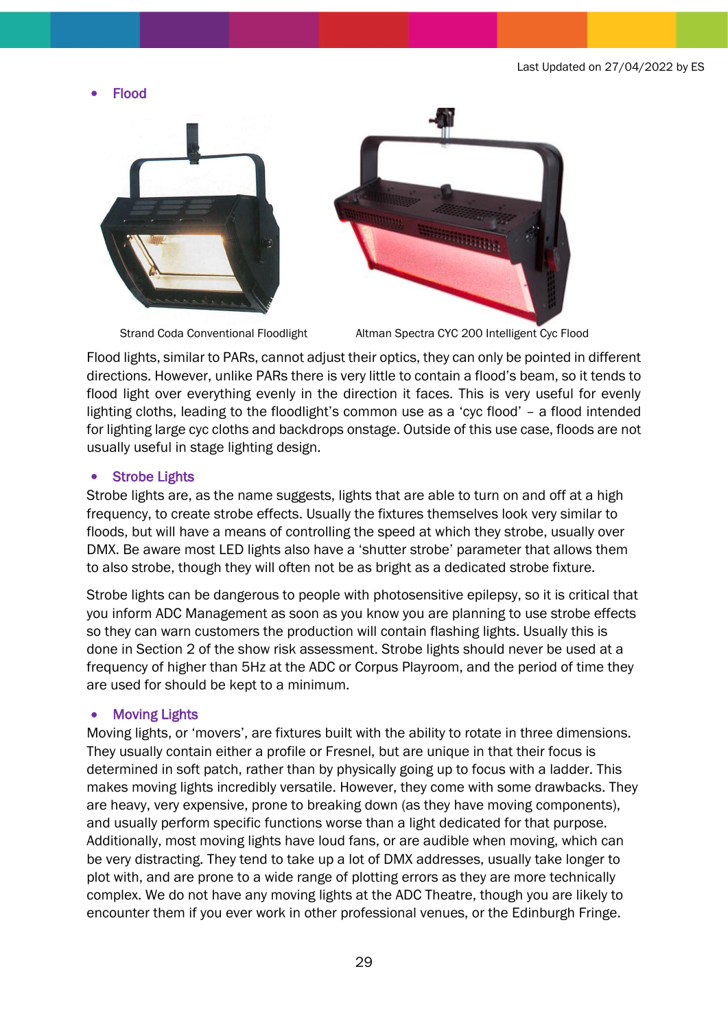- **Flood**

Strand Coda Conventional Floodlight

Altman Spectra CYC 200 Intelligent Cyc Flood

Flood lights, similar to PARs, cannot adjust their optics, they can only be pointed in different directions. However, unlike PARs there is very little to contain a flood's beam, so it tends to flood light over everything evenly in the direction it faces. This is very useful for evenly lighting cloths, leading to the floodlight's common use as a 'cyc flood' – a flood intended for lighting large cyc cloths and backdrops onstage. Outside of this use case, floods are not usually useful in stage lighting design.

- **Strobe Lights**

Strobe lights are, as the name suggests, lights that are able to turn on and off at a high frequency, to create strobe effects. Usually the fixtures themselves look very similar to floods, but will have a means of controlling the speed at which they strobe, usually over DMX. Be aware most LED lights also have a 'shutter strobe' parameter that allows them to also strobe, though they will often not be as bright as a dedicated strobe fixture.

Strobe lights can be dangerous to people with photosensitive epilepsy, so it is critical that you inform ADC Management as soon as you know you are planning to use strobe effects so they can warn customers the production will contain flashing lights. Usually this is done in Section 2 of the show risk assessment. Strobe lights should never be used at a frequency of higher than 5Hz at the ADC or Corpus Playroom, and the period of time they are used for should be kept to a minimum.

- **Moving Lights**

Moving lights, or 'movers', are fixtures built with the ability to rotate in three dimensions. They usually contain either a profile or Fresnel, but are unique in that their focus is determined in soft patch, rather than by physically going up to focus with a ladder. This makes moving lights incredibly versatile. However, they come with some drawbacks. They are heavy, very expensive, prone to breaking down (as they have moving components), and usually perform specific functions worse than a light dedicated for that purpose. Additionally, most moving lights have loud fans, or are audible when moving, which can be very distracting. They tend to take up a lot of DMX addresses, usually take longer to plot with, and are prone to a wide range of plotting errors as they are more technically complex. We do not have any moving lights at the ADC Theatre, though you are likely to encounter them if you ever work in other professional venues, or the Edinburgh Fringe.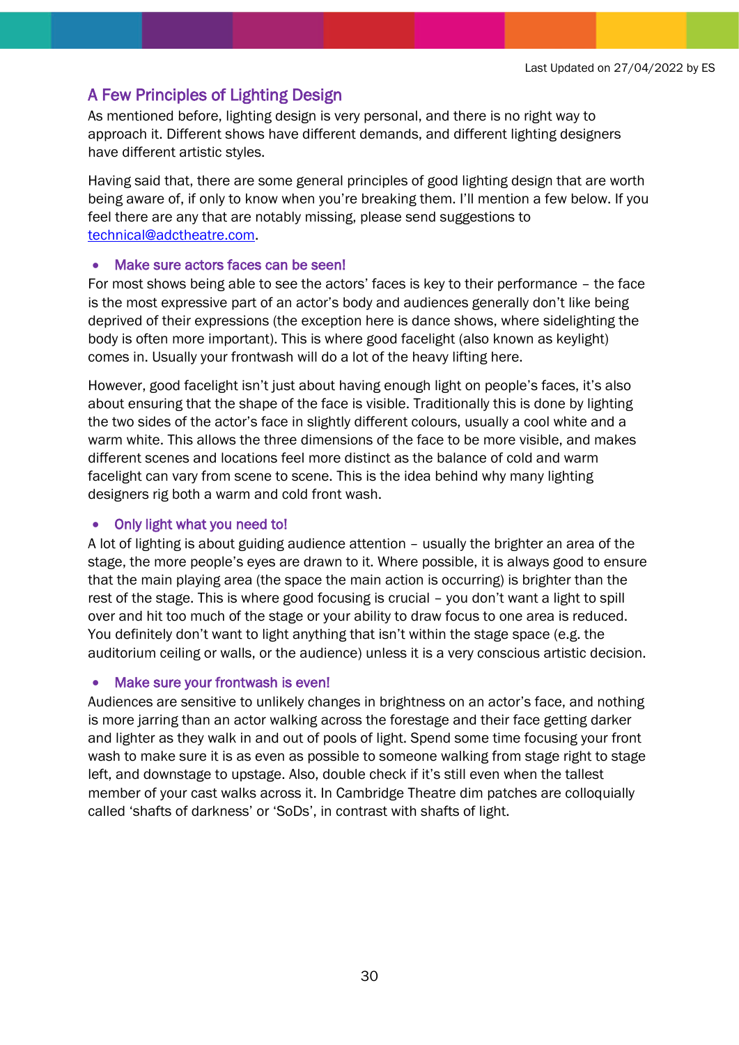## A Few Principles of Lighting Design

As mentioned before, lighting design is very personal, and there is no right way to approach it. Different shows have different demands, and different lighting designers have different artistic styles.

Having said that, there are some general principles of good lighting design that are worth being aware of, if only to know when you're breaking them. I'll mention a few below. If you feel there are any that are notably missing, please send suggestions to technical@adctheatre.com.

- **Make sure actors faces can be seen!**

For most shows being able to see the actors' faces is key to their performance – the face is the most expressive part of an actor's body and audiences generally don't like being deprived of their expressions (the exception here is dance shows, where sidelighting the body is often more important). This is where good facelight (also known as keylight) comes in. Usually your frontwash will do a lot of the heavy lifting here.

However, good facelight isn't just about having enough light on people's faces, it's also about ensuring that the shape of the face is visible. Traditionally this is done by lighting the two sides of the actor's face in slightly different colours, usually a cool white and a warm white. This allows the three dimensions of the face to be more visible, and makes different scenes and locations feel more distinct as the balance of cold and warm facelight can vary from scene to scene. This is the idea behind why many lighting designers rig both a warm and cold front wash.

- **Only light what you need to!**

A lot of lighting is about guiding audience attention – usually the brighter an area of the stage, the more people's eyes are drawn to it. Where possible, it is always good to ensure that the main playing area (the space the main action is occurring) is brighter than the rest of the stage. This is where good focusing is crucial – you don't want a light to spill over and hit too much of the stage or your ability to draw focus to one area is reduced. You definitely don't want to light anything that isn't within the stage space (e.g. the auditorium ceiling or walls, or the audience) unless it is a very conscious artistic decision.

- **Make sure your frontwash is even!**

Audiences are sensitive to unlikely changes in brightness on an actor's face, and nothing is more jarring than an actor walking across the forestage and their face getting darker and lighter as they walk in and out of pools of light. Spend some time focusing your front wash to make sure it is as even as possible to someone walking from stage right to stage left, and downstage to upstage. Also, double check if it's still even when the tallest member of your cast walks across it. In Cambridge Theatre dim patches are colloquially called 'shafts of darkness' or 'SoDs', in contrast with shafts of light.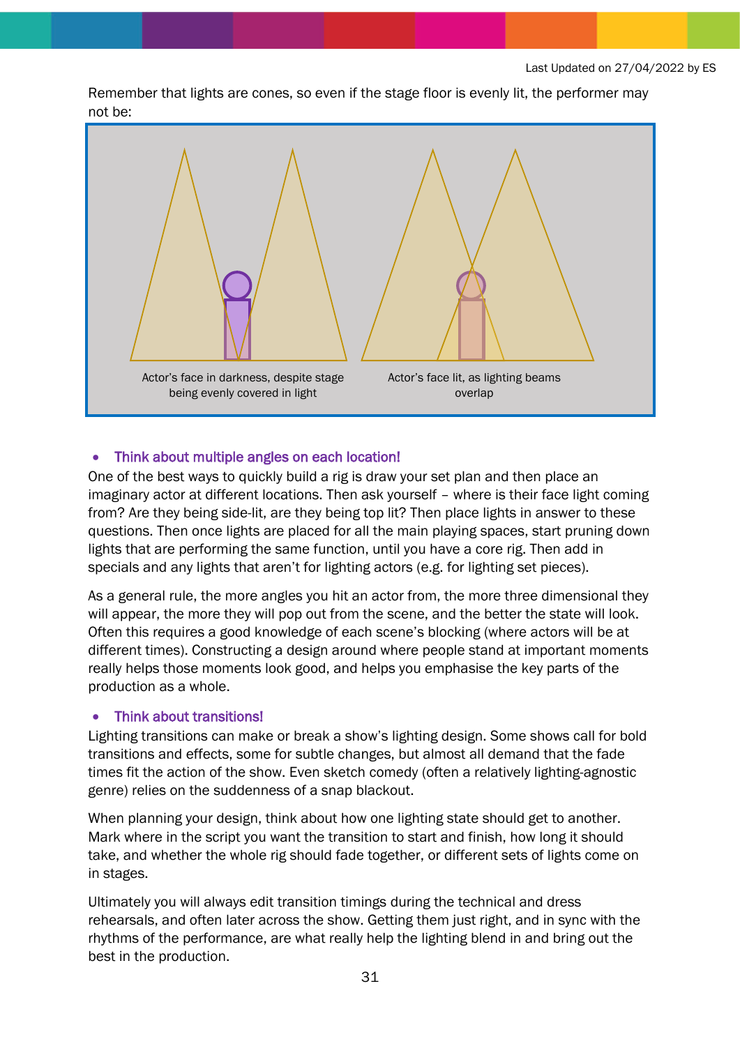Remember that lights are cones, so even if the stage floor is evenly lit, the performer may not be:

Actor's face in darkness, despite stage being evenly covered in light

Actor's face lit, as lighting beams overlap

- **Think about multiple angles on each location!**

One of the best ways to quickly build a rig is draw your set plan and then place an imaginary actor at different locations. Then ask yourself – where is their face light coming from? Are they being side-lit, are they being top lit? Then place lights in answer to these questions. Then once lights are placed for all the main playing spaces, start pruning down lights that are performing the same function, until you have a core rig. Then add in specials and any lights that aren't for lighting actors (e.g. for lighting set pieces).

As a general rule, the more angles you hit an actor from, the more three dimensional they will appear, the more they will pop out from the scene, and the better the state will look. Often this requires a good knowledge of each scene's blocking (where actors will be at different times). Constructing a design around where people stand at important moments really helps those moments look good, and helps you emphasise the key parts of the production as a whole.

- **Think about transitions!**

Lighting transitions can make or break a show's lighting design. Some shows call for bold transitions and effects, some for subtle changes, but almost all demand that the fade times fit the action of the show. Even sketch comedy (often a relatively lighting-agnostic genre) relies on the suddenness of a snap blackout.

When planning your design, think about how one lighting state should get to another. Mark where in the script you want the transition to start and finish, how long it should take, and whether the whole rig should fade together, or different sets of lights come on in stages.

Ultimately you will always edit transition timings during the technical and dress rehearsals, and often later across the show. Getting them just right, and in sync with the rhythms of the performance, are what really help the lighting blend in and bring out the best in the production.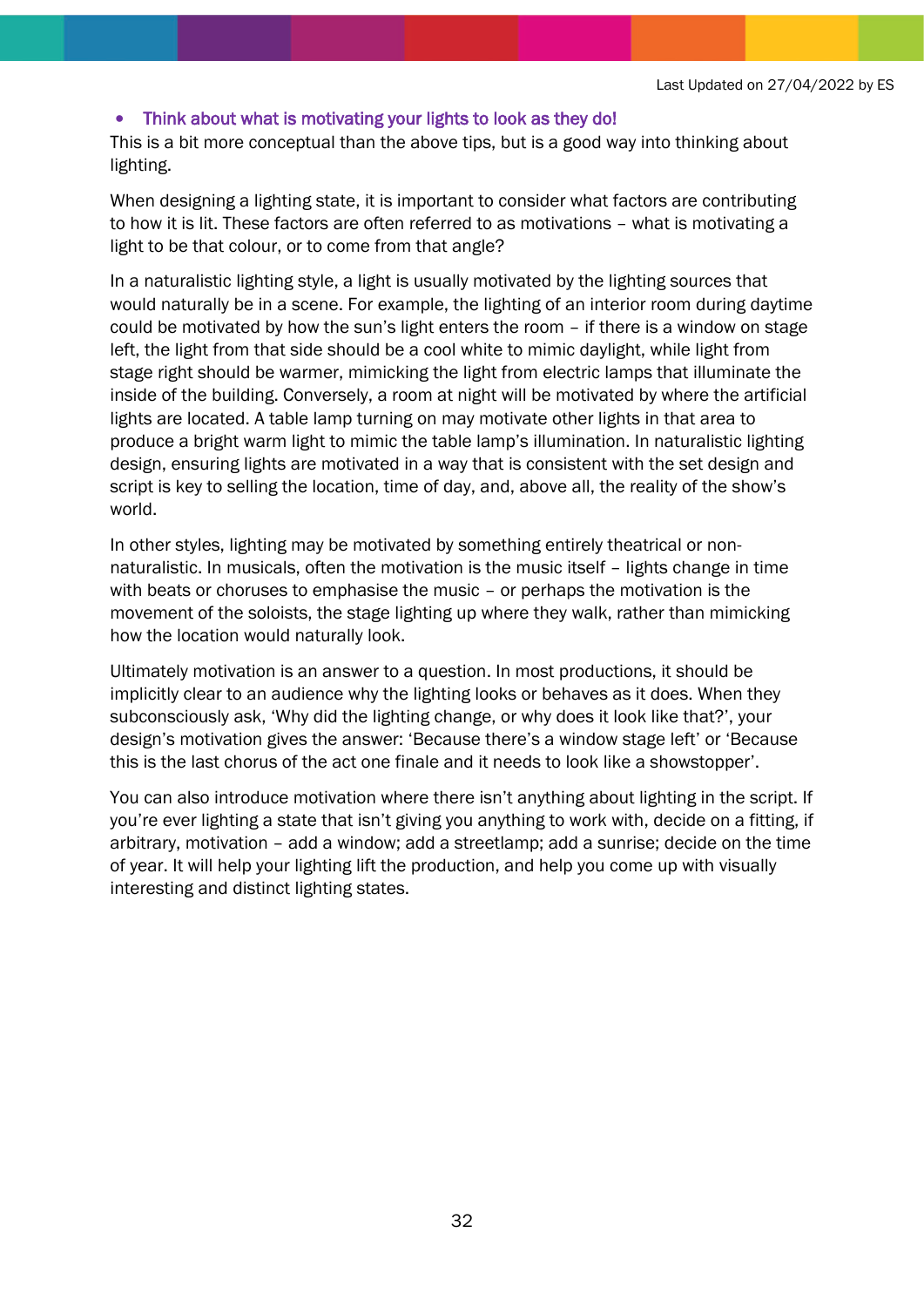- **Think about what is motivating your lights to look as they do!**

This is a bit more conceptual than the above tips, but is a good way into thinking about lighting.

When designing a lighting state, it is important to consider what factors are contributing to how it is lit. These factors are often referred to as motivations – what is motivating a light to be that colour, or to come from that angle?

In a naturalistic lighting style, a light is usually motivated by the lighting sources that would naturally be in a scene. For example, the lighting of an interior room during daytime could be motivated by how the sun's light enters the room – if there is a window on stage left, the light from that side should be a cool white to mimic daylight, while light from stage right should be warmer, mimicking the light from electric lamps that illuminate the inside of the building. Conversely, a room at night will be motivated by where the artificial lights are located. A table lamp turning on may motivate other lights in that area to produce a bright warm light to mimic the table lamp's illumination. In naturalistic lighting design, ensuring lights are motivated in a way that is consistent with the set design and script is key to selling the location, time of day, and, above all, the reality of the show's world.

In other styles, lighting may be motivated by something entirely theatrical or non-naturalistic. In musicals, often the motivation is the music itself – lights change in time with beats or choruses to emphasise the music – or perhaps the motivation is the movement of the soloists, the stage lighting up where they walk, rather than mimicking how the location would naturally look.

Ultimately motivation is an answer to a question. In most productions, it should be implicitly clear to an audience why the lighting looks or behaves as it does. When they subconsciously ask, 'Why did the lighting change, or why does it look like that?', your design's motivation gives the answer: 'Because there's a window stage left' or 'Because this is the last chorus of the act one finale and it needs to look like a showstopper'.

You can also introduce motivation where there isn't anything about lighting in the script. If you're ever lighting a state that isn't giving you anything to work with, decide on a fitting, if arbitrary, motivation – add a window; add a streetlamp; add a sunrise; decide on the time of year. It will help your lighting lift the production, and help you come up with visually interesting and distinct lighting states.